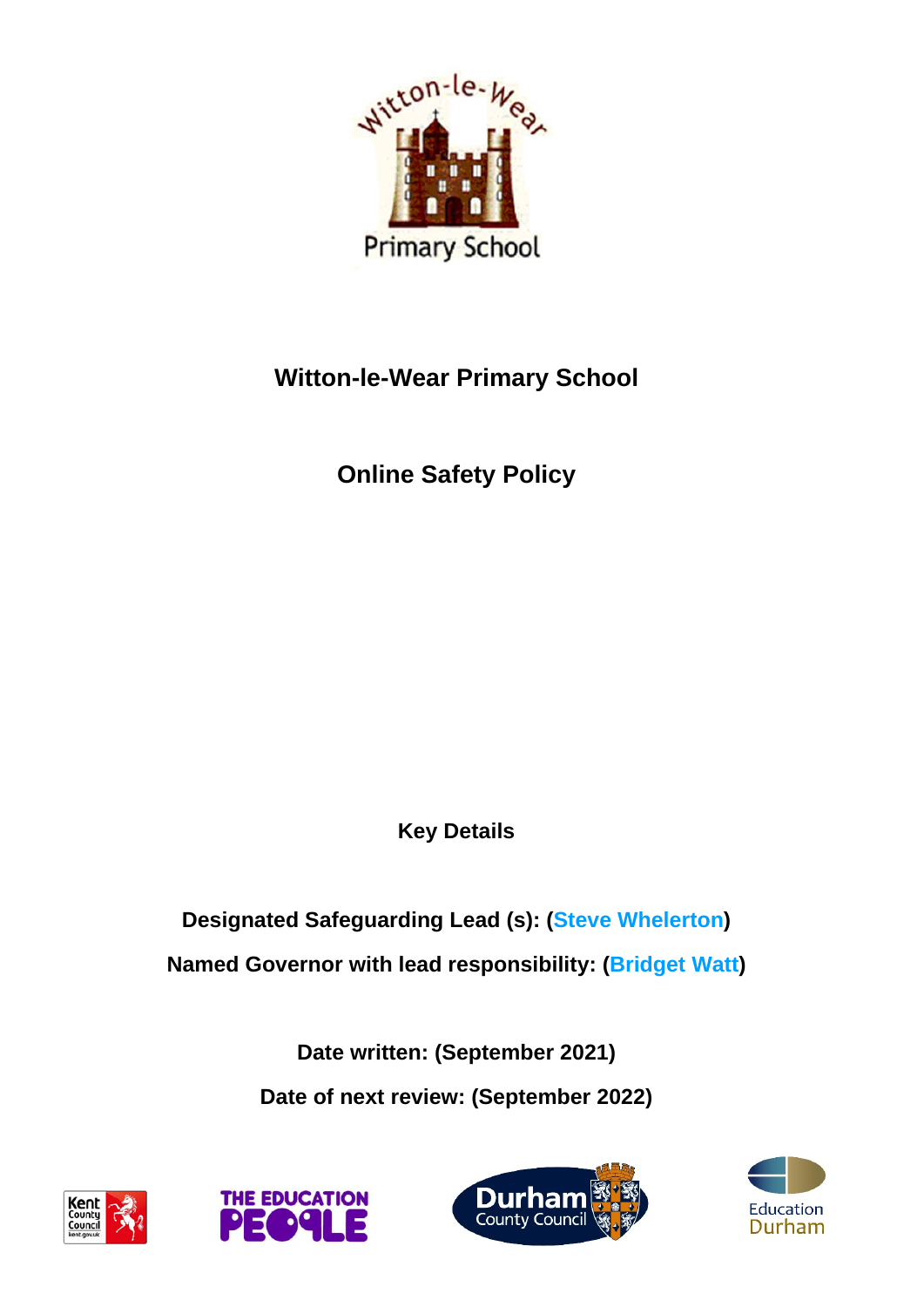# Witton-le-Wear Primary School

## Online Safety Policy

**Key Details**

**Designated Safeguarding Lead (s): (Steve Whelerton)**

**Named Governor with lead responsibility: (Bridget Watt)**

**Date written: (September 2021)**

**Date of next review: (September 2022)**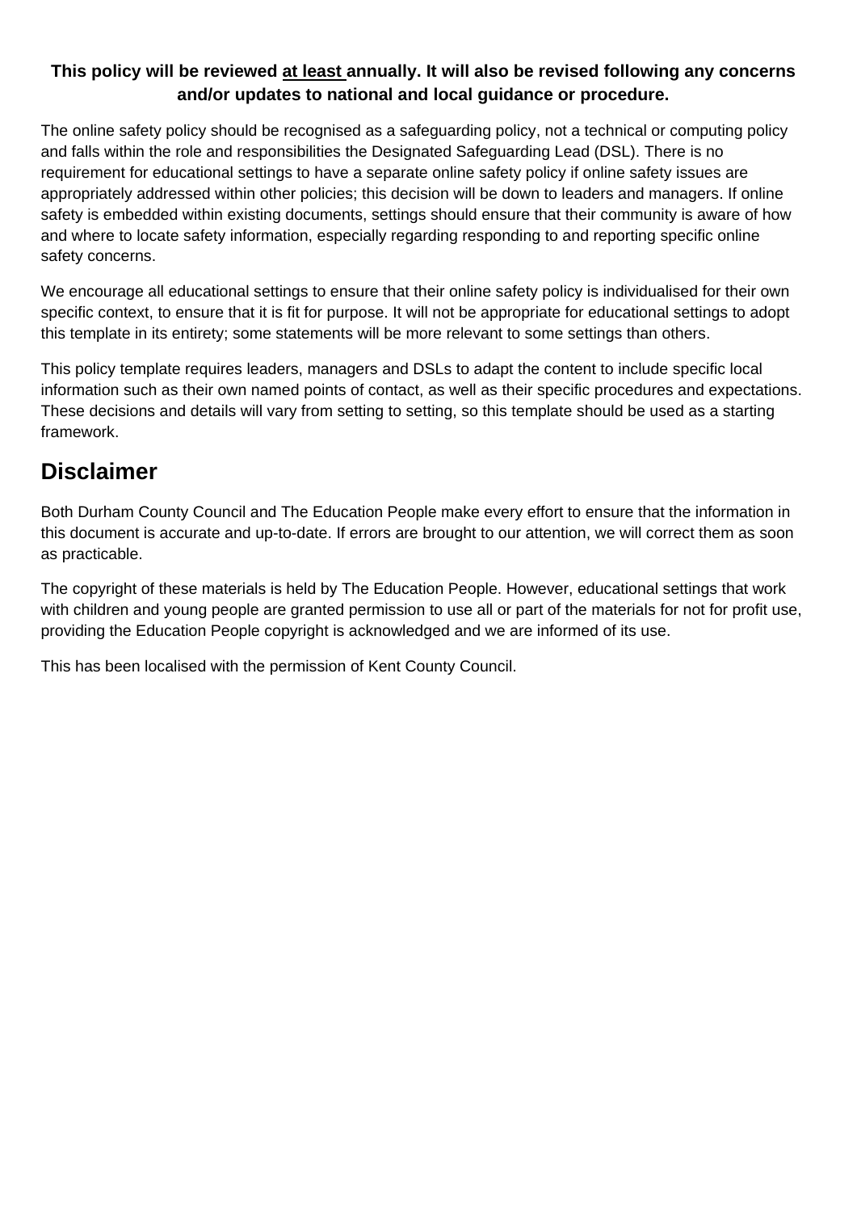**This policy will be reviewed <u>at least</u> annually. It will also be revised following any concerns and/or updates to national and local guidance or procedure.**

The online safety policy should be recognised as a safeguarding policy, not a technical or computing policy and falls within the role and responsibilities the Designated Safeguarding Lead (DSL). There is no requirement for educational settings to have a separate online safety policy if online safety issues are appropriately addressed within other policies; this decision will be down to leaders and managers. If online safety is embedded within existing documents, settings should ensure that their community is aware of how and where to locate safety information, especially regarding responding to and reporting specific online safety concerns.

We encourage all educational settings to ensure that their online safety policy is individualised for their own specific context, to ensure that it is fit for purpose. It will not be appropriate for educational settings to adopt this template in its entirety; some statements will be more relevant to some settings than others.

This policy template requires leaders, managers and DSLs to adapt the content to include specific local information such as their own named points of contact, as well as their specific procedures and expectations. These decisions and details will vary from setting to setting, so this template should be used as a starting framework.

## Disclaimer

Both Durham County Council and The Education People make every effort to ensure that the information in this document is accurate and up-to-date. If errors are brought to our attention, we will correct them as soon as practicable.

The copyright of these materials is held by The Education People. However, educational settings that work with children and young people are granted permission to use all or part of the materials for not for profit use, providing the Education People copyright is acknowledged and we are informed of its use.

This has been localised with the permission of Kent County Council.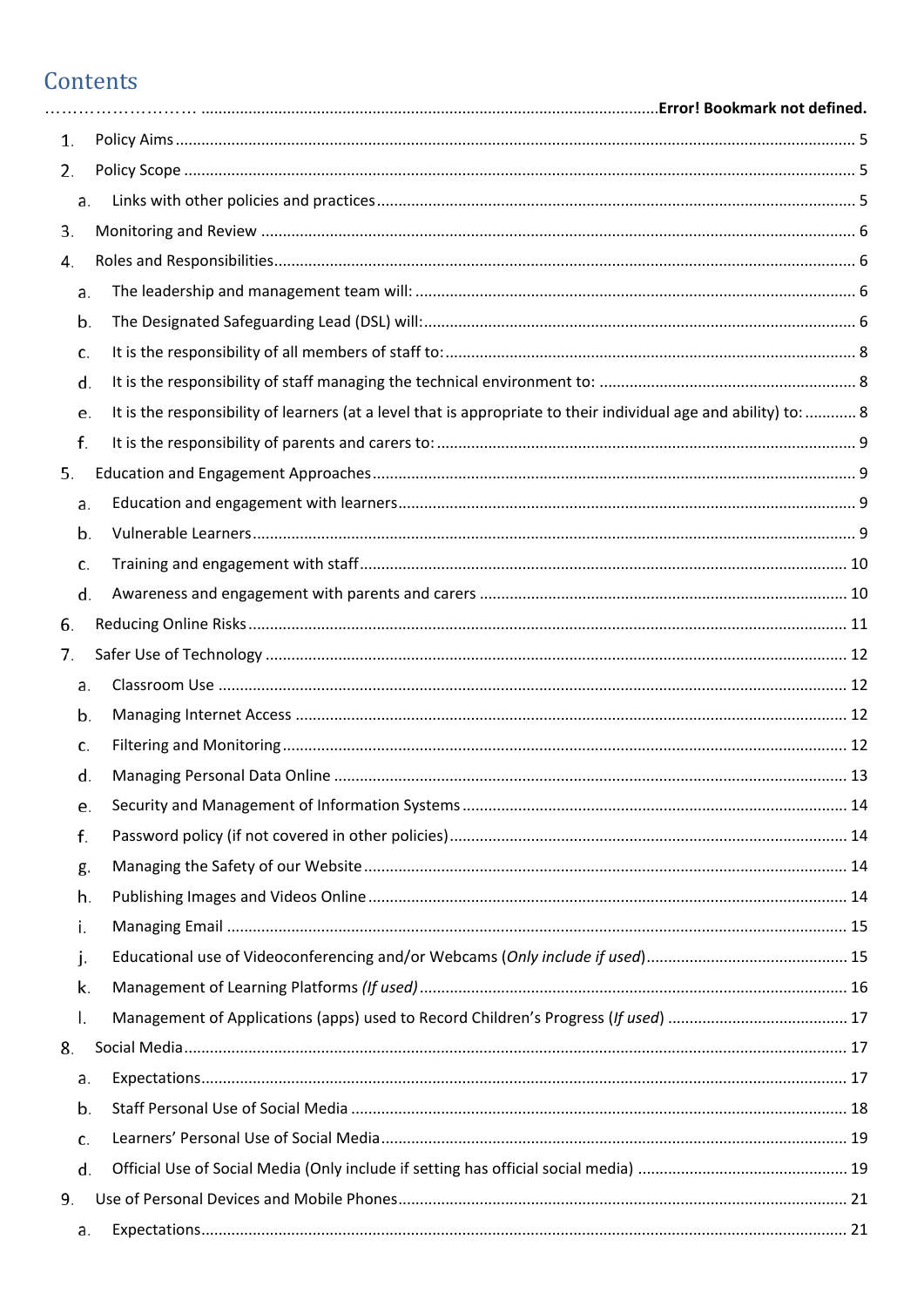# Contents

……………………… ........................................................................................................Error! Bookmark not defined.

1. Policy Aims ........................................................................................................................................ 5
2. Policy Scope ....................................................................................................................................... 5
   a. Links with other policies and practices .............................................................................................. 5
3. Monitoring and Review ....................................................................................................................... 6
4. Roles and Responsibilities .................................................................................................................. 6
   a. The leadership and management team will: ...................................................................................... 6
   b. The Designated Safeguarding Lead (DSL) will: .................................................................................. 6
   c. It is the responsibility of all members of staff to: ............................................................................... 8
   d. It is the responsibility of staff managing the technical environment to: ........................................... 8
   e. It is the responsibility of learners (at a level that is appropriate to their individual age and ability) to: ............ 8
   f. It is the responsibility of parents and carers to: ................................................................................ 9
5. Education and Engagement Approaches ............................................................................................ 9
   a. Education and engagement with learners ......................................................................................... 9
   b. Vulnerable Learners ........................................................................................................................... 9
   c. Training and engagement with staff ................................................................................................. 10
   d. Awareness and engagement with parents and carers ..................................................................... 10
6. Reducing Online Risks ....................................................................................................................... 11
7. Safer Use of Technology .................................................................................................................... 12
   a. Classroom Use .................................................................................................................................. 12
   b. Managing Internet Access ................................................................................................................ 12
   c. Filtering and Monitoring ................................................................................................................... 12
   d. Managing Personal Data Online ....................................................................................................... 13
   e. Security and Management of Information Systems ......................................................................... 14
   f. Password policy (if not covered in other policies) ............................................................................ 14
   g. Managing the Safety of our Website ................................................................................................ 14
   h. Publishing Images and Videos Online ............................................................................................... 14
   i. Managing Email ................................................................................................................................. 15
   j. Educational use of Videoconferencing and/or Webcams (*Only include if used*) .............................................. 15
   k. Management of Learning Platforms *(If used)* .................................................................................. 16
   l. Management of Applications (apps) used to Record Children's Progress (*If used*) ......................................... 17
8. Social Media ....................................................................................................................................... 17
   a. Expectations ...................................................................................................................................... 17
   b. Staff Personal Use of Social Media .................................................................................................. 18
   c. Learners' Personal Use of Social Media ............................................................................................ 19
   d. Official Use of Social Media (Only include if setting has official social media) ................................. 19
9. Use of Personal Devices and Mobile Phones ...................................................................................... 21
   a. Expectations ...................................................................................................................................... 21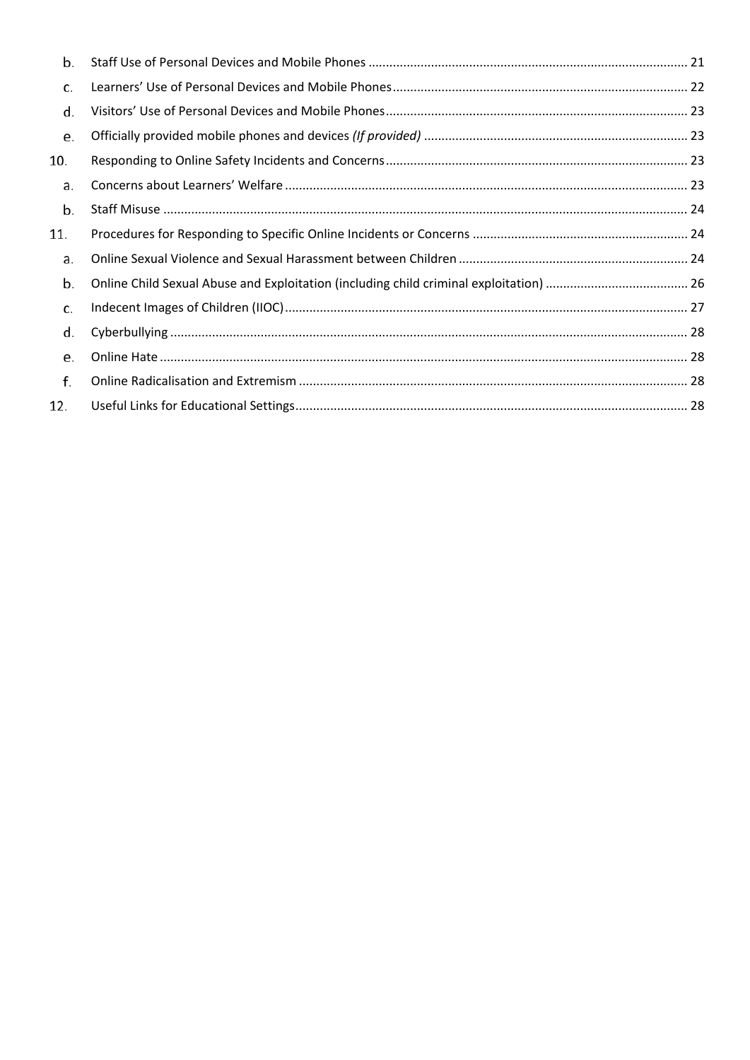b. Staff Use of Personal Devices and Mobile Phones ........ 21
c. Learners' Use of Personal Devices and Mobile Phones ........ 22
d. Visitors' Use of Personal Devices and Mobile Phones ........ 23
e. Officially provided mobile phones and devices *(If provided)* ........ 23

10. Responding to Online Safety Incidents and Concerns ........ 23
    a. Concerns about Learners' Welfare ........ 23
    b. Staff Misuse ........ 24

11. Procedures for Responding to Specific Online Incidents or Concerns ........ 24
    a. Online Sexual Violence and Sexual Harassment between Children ........ 24
    b. Online Child Sexual Abuse and Exploitation (including child criminal exploitation) ........ 26
    c. Indecent Images of Children (IIOC) ........ 27
    d. Cyberbullying ........ 28
    e. Online Hate ........ 28
    f. Online Radicalisation and Extremism ........ 28

12. Useful Links for Educational Settings ........ 28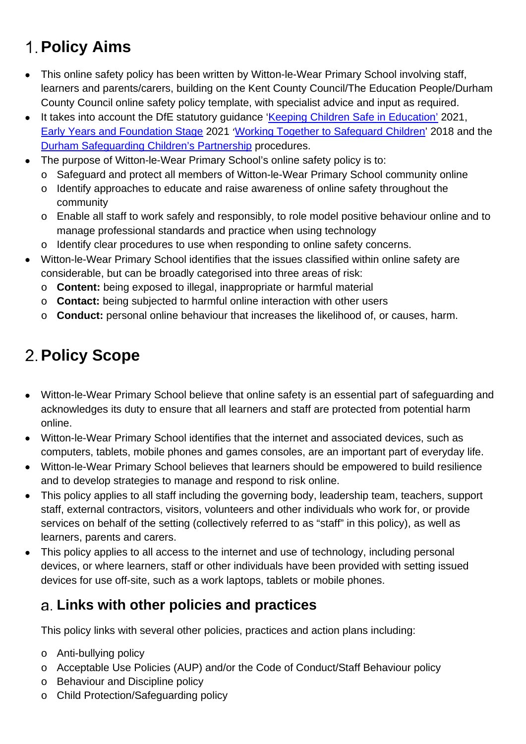# 1. Policy Aims

- This online safety policy has been written by Witton-le-Wear Primary School involving staff, learners and parents/carers, building on the Kent County Council/The Education People/Durham County Council online safety policy template, with specialist advice and input as required.
- It takes into account the DfE statutory guidance '[Keeping Children Safe in Education'](#) 2021, [Early Years and Foundation Stage](#) 2021 '[Working Together to Safeguard Children](#)' 2018 and the [Durham Safeguarding Children's Partnership](#) procedures.
- The purpose of Witton-le-Wear Primary School's online safety policy is to:
  - Safeguard and protect all members of Witton-le-Wear Primary School community online
  - Identify approaches to educate and raise awareness of online safety throughout the community
  - Enable all staff to work safely and responsibly, to role model positive behaviour online and to manage professional standards and practice when using technology
  - Identify clear procedures to use when responding to online safety concerns.
- Witton-le-Wear Primary School identifies that the issues classified within online safety are considerable, but can be broadly categorised into three areas of risk:
  - **Content:** being exposed to illegal, inappropriate or harmful material
  - **Contact:** being subjected to harmful online interaction with other users
  - **Conduct:** personal online behaviour that increases the likelihood of, or causes, harm.

# 2. Policy Scope

- Witton-le-Wear Primary School believe that online safety is an essential part of safeguarding and acknowledges its duty to ensure that all learners and staff are protected from potential harm online.
- Witton-le-Wear Primary School identifies that the internet and associated devices, such as computers, tablets, mobile phones and games consoles, are an important part of everyday life.
- Witton-le-Wear Primary School believes that learners should be empowered to build resilience and to develop strategies to manage and respond to risk online.
- This policy applies to all staff including the governing body, leadership team, teachers, support staff, external contractors, visitors, volunteers and other individuals who work for, or provide services on behalf of the setting (collectively referred to as "staff" in this policy), as well as learners, parents and carers.
- This policy applies to all access to the internet and use of technology, including personal devices, or where learners, staff or other individuals have been provided with setting issued devices for use off-site, such as a work laptops, tablets or mobile phones.

## a. Links with other policies and practices

This policy links with several other policies, practices and action plans including:

- Anti-bullying policy
- Acceptable Use Policies (AUP) and/or the Code of Conduct/Staff Behaviour policy
- Behaviour and Discipline policy
- Child Protection/Safeguarding policy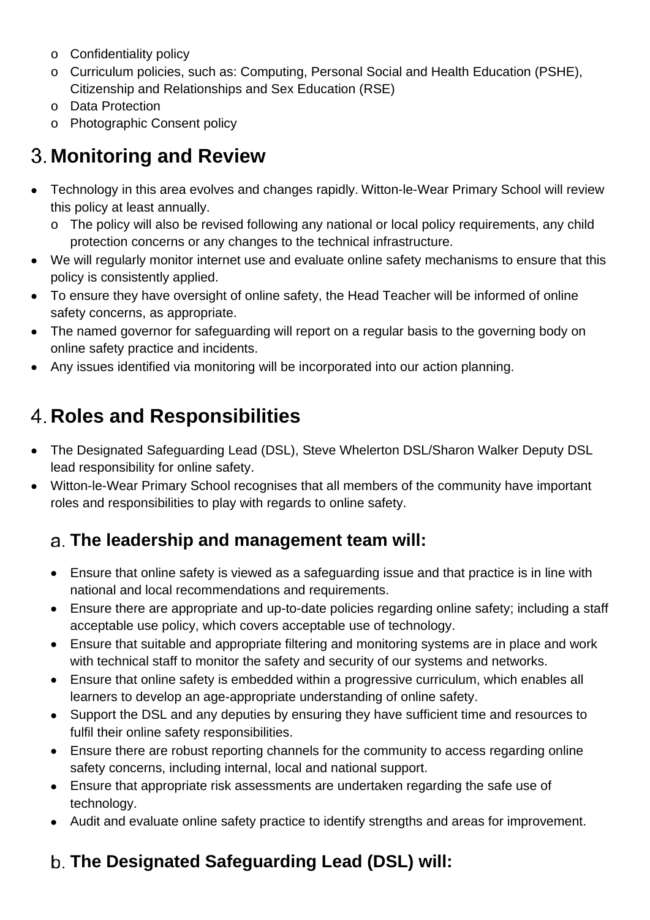- Confidentiality policy
  - Curriculum policies, such as: Computing, Personal Social and Health Education (PSHE), Citizenship and Relationships and Sex Education (RSE)
  - Data Protection
  - Photographic Consent policy

## 3. Monitoring and Review

- Technology in this area evolves and changes rapidly. Witton-le-Wear Primary School will review this policy at least annually.
  - The policy will also be revised following any national or local policy requirements, any child protection concerns or any changes to the technical infrastructure.
- We will regularly monitor internet use and evaluate online safety mechanisms to ensure that this policy is consistently applied.
- To ensure they have oversight of online safety, the Head Teacher will be informed of online safety concerns, as appropriate.
- The named governor for safeguarding will report on a regular basis to the governing body on online safety practice and incidents.
- Any issues identified via monitoring will be incorporated into our action planning.

## 4. Roles and Responsibilities

- The Designated Safeguarding Lead (DSL), Steve Whelerton DSL/Sharon Walker Deputy DSL lead responsibility for online safety.
- Witton-le-Wear Primary School recognises that all members of the community have important roles and responsibilities to play with regards to online safety.

### a. The leadership and management team will:

- Ensure that online safety is viewed as a safeguarding issue and that practice is in line with national and local recommendations and requirements.
- Ensure there are appropriate and up-to-date policies regarding online safety; including a staff acceptable use policy, which covers acceptable use of technology.
- Ensure that suitable and appropriate filtering and monitoring systems are in place and work with technical staff to monitor the safety and security of our systems and networks.
- Ensure that online safety is embedded within a progressive curriculum, which enables all learners to develop an age-appropriate understanding of online safety.
- Support the DSL and any deputies by ensuring they have sufficient time and resources to fulfil their online safety responsibilities.
- Ensure there are robust reporting channels for the community to access regarding online safety concerns, including internal, local and national support.
- Ensure that appropriate risk assessments are undertaken regarding the safe use of technology.
- Audit and evaluate online safety practice to identify strengths and areas for improvement.

### b. The Designated Safeguarding Lead (DSL) will: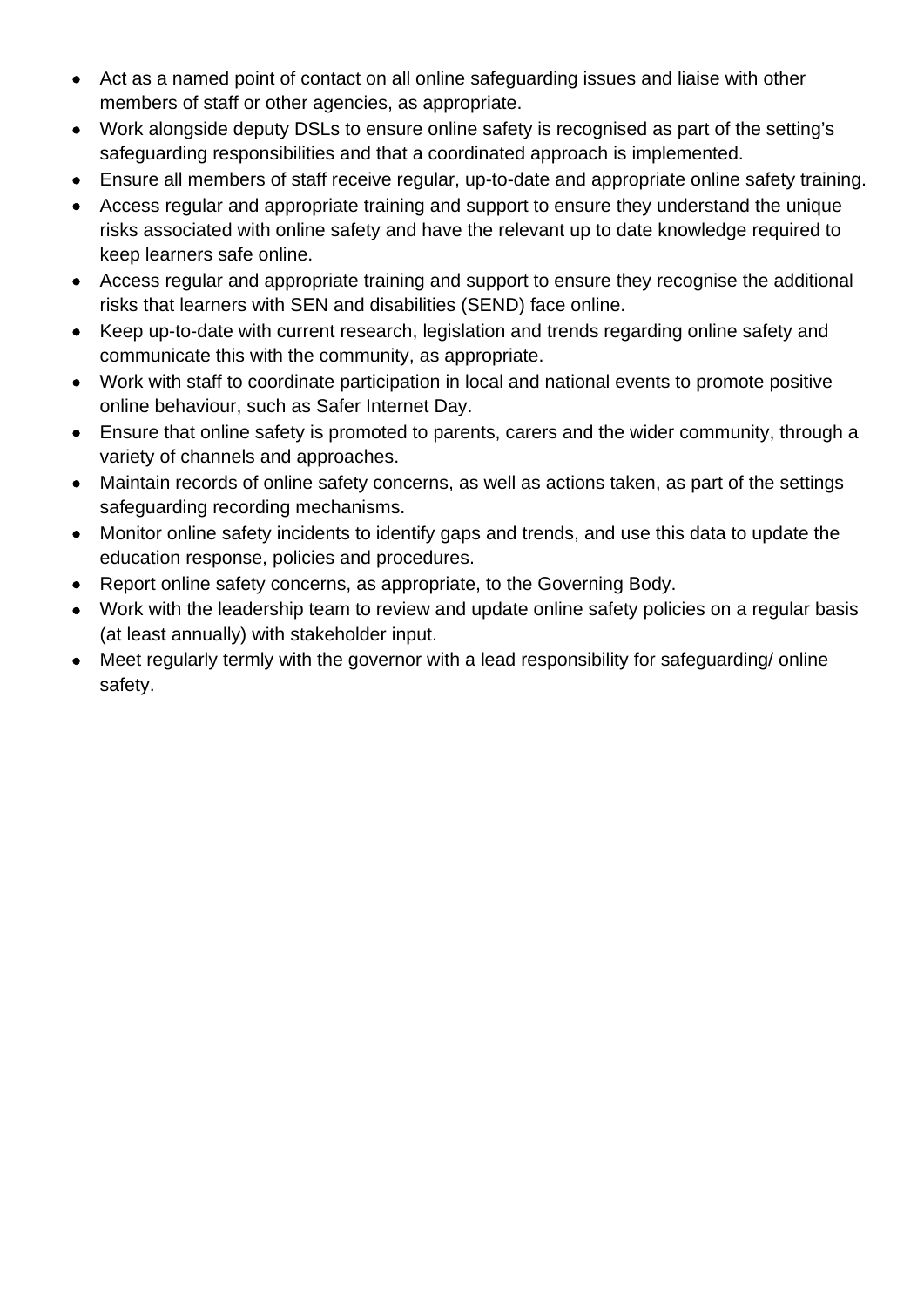- Act as a named point of contact on all online safeguarding issues and liaise with other members of staff or other agencies, as appropriate.
- Work alongside deputy DSLs to ensure online safety is recognised as part of the setting's safeguarding responsibilities and that a coordinated approach is implemented.
- Ensure all members of staff receive regular, up-to-date and appropriate online safety training.
- Access regular and appropriate training and support to ensure they understand the unique risks associated with online safety and have the relevant up to date knowledge required to keep learners safe online.
- Access regular and appropriate training and support to ensure they recognise the additional risks that learners with SEN and disabilities (SEND) face online.
- Keep up-to-date with current research, legislation and trends regarding online safety and communicate this with the community, as appropriate.
- Work with staff to coordinate participation in local and national events to promote positive online behaviour, such as Safer Internet Day.
- Ensure that online safety is promoted to parents, carers and the wider community, through a variety of channels and approaches.
- Maintain records of online safety concerns, as well as actions taken, as part of the settings safeguarding recording mechanisms.
- Monitor online safety incidents to identify gaps and trends, and use this data to update the education response, policies and procedures.
- Report online safety concerns, as appropriate, to the Governing Body.
- Work with the leadership team to review and update online safety policies on a regular basis (at least annually) with stakeholder input.
- Meet regularly termly with the governor with a lead responsibility for safeguarding/ online safety.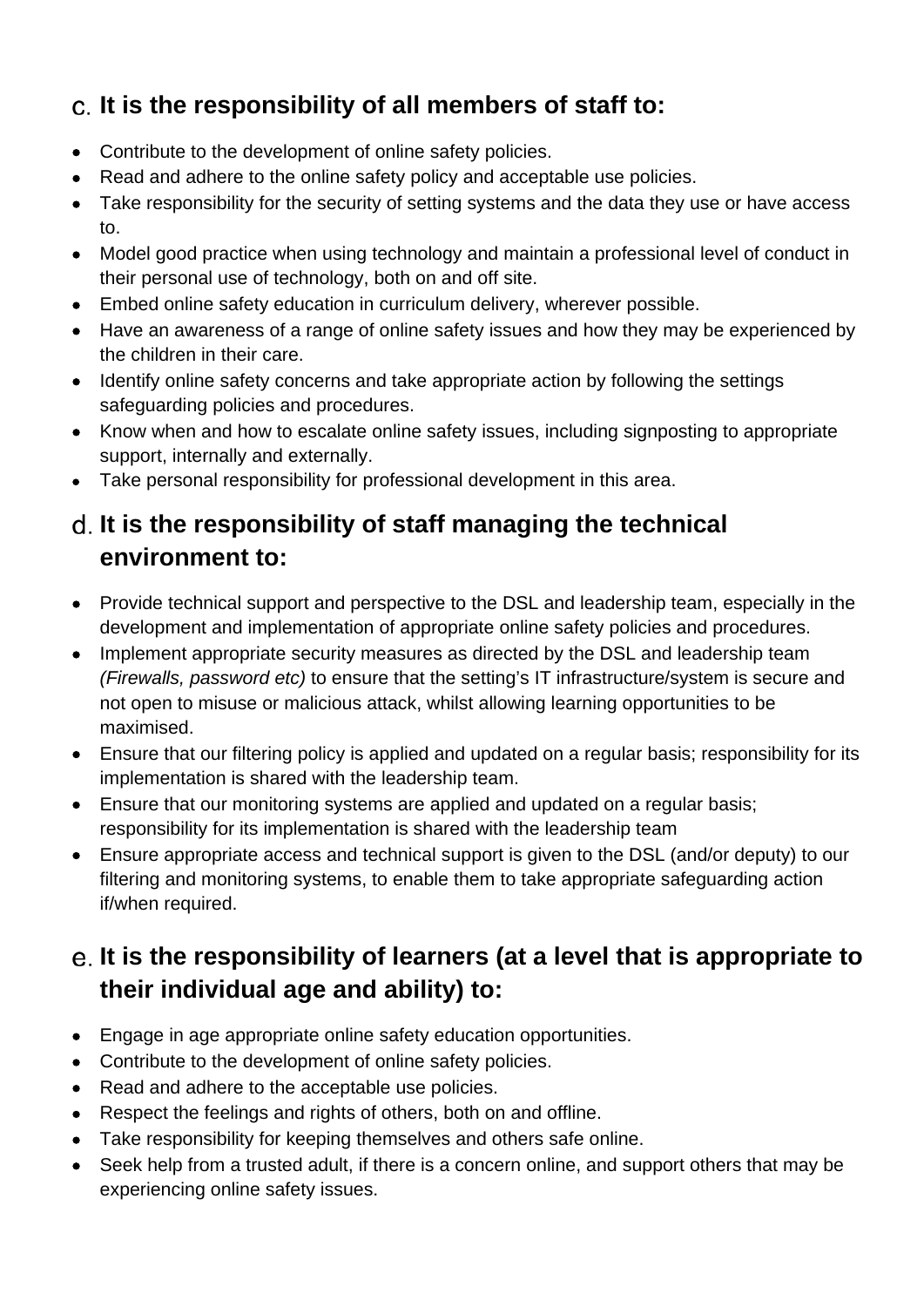### c. It is the responsibility of all members of staff to:

- Contribute to the development of online safety policies.
- Read and adhere to the online safety policy and acceptable use policies.
- Take responsibility for the security of setting systems and the data they use or have access to.
- Model good practice when using technology and maintain a professional level of conduct in their personal use of technology, both on and off site.
- Embed online safety education in curriculum delivery, wherever possible.
- Have an awareness of a range of online safety issues and how they may be experienced by the children in their care.
- Identify online safety concerns and take appropriate action by following the settings safeguarding policies and procedures.
- Know when and how to escalate online safety issues, including signposting to appropriate support, internally and externally.
- Take personal responsibility for professional development in this area.

### d. It is the responsibility of staff managing the technical environment to:

- Provide technical support and perspective to the DSL and leadership team, especially in the development and implementation of appropriate online safety policies and procedures.
- Implement appropriate security measures as directed by the DSL and leadership team *(Firewalls, password etc)* to ensure that the setting's IT infrastructure/system is secure and not open to misuse or malicious attack, whilst allowing learning opportunities to be maximised.
- Ensure that our filtering policy is applied and updated on a regular basis; responsibility for its implementation is shared with the leadership team.
- Ensure that our monitoring systems are applied and updated on a regular basis; responsibility for its implementation is shared with the leadership team
- Ensure appropriate access and technical support is given to the DSL (and/or deputy) to our filtering and monitoring systems, to enable them to take appropriate safeguarding action if/when required.

### e. It is the responsibility of learners (at a level that is appropriate to their individual age and ability) to:

- Engage in age appropriate online safety education opportunities.
- Contribute to the development of online safety policies.
- Read and adhere to the acceptable use policies.
- Respect the feelings and rights of others, both on and offline.
- Take responsibility for keeping themselves and others safe online.
- Seek help from a trusted adult, if there is a concern online, and support others that may be experiencing online safety issues.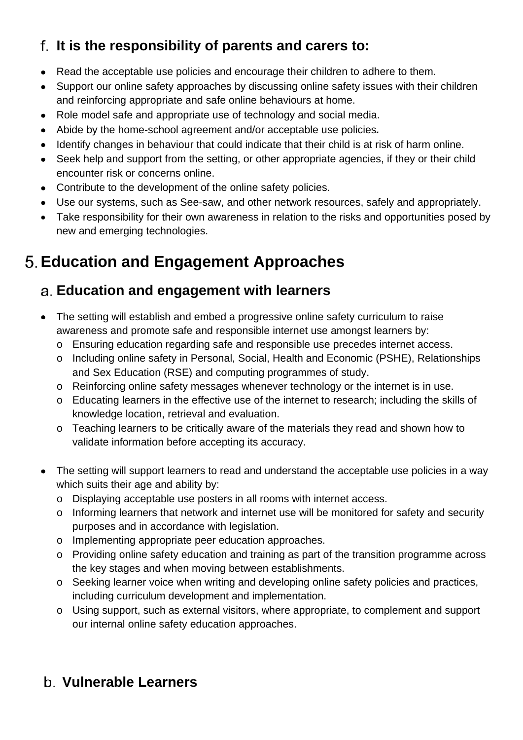### f. It is the responsibility of parents and carers to:

- Read the acceptable use policies and encourage their children to adhere to them.
- Support our online safety approaches by discussing online safety issues with their children and reinforcing appropriate and safe online behaviours at home.
- Role model safe and appropriate use of technology and social media.
- Abide by the home-school agreement and/or acceptable use policies.
- Identify changes in behaviour that could indicate that their child is at risk of harm online.
- Seek help and support from the setting, or other appropriate agencies, if they or their child encounter risk or concerns online.
- Contribute to the development of the online safety policies.
- Use our systems, such as See-saw, and other network resources, safely and appropriately.
- Take responsibility for their own awareness in relation to the risks and opportunities posed by new and emerging technologies.

## 5. Education and Engagement Approaches

### a. Education and engagement with learners

- The setting will establish and embed a progressive online safety curriculum to raise awareness and promote safe and responsible internet use amongst learners by:
  - Ensuring education regarding safe and responsible use precedes internet access.
  - Including online safety in Personal, Social, Health and Economic (PSHE), Relationships and Sex Education (RSE) and computing programmes of study.
  - Reinforcing online safety messages whenever technology or the internet is in use.
  - Educating learners in the effective use of the internet to research; including the skills of knowledge location, retrieval and evaluation.
  - Teaching learners to be critically aware of the materials they read and shown how to validate information before accepting its accuracy.

- The setting will support learners to read and understand the acceptable use policies in a way which suits their age and ability by:
  - Displaying acceptable use posters in all rooms with internet access.
  - Informing learners that network and internet use will be monitored for safety and security purposes and in accordance with legislation.
  - Implementing appropriate peer education approaches.
  - Providing online safety education and training as part of the transition programme across the key stages and when moving between establishments.
  - Seeking learner voice when writing and developing online safety policies and practices, including curriculum development and implementation.
  - Using support, such as external visitors, where appropriate, to complement and support our internal online safety education approaches.

### b. Vulnerable Learners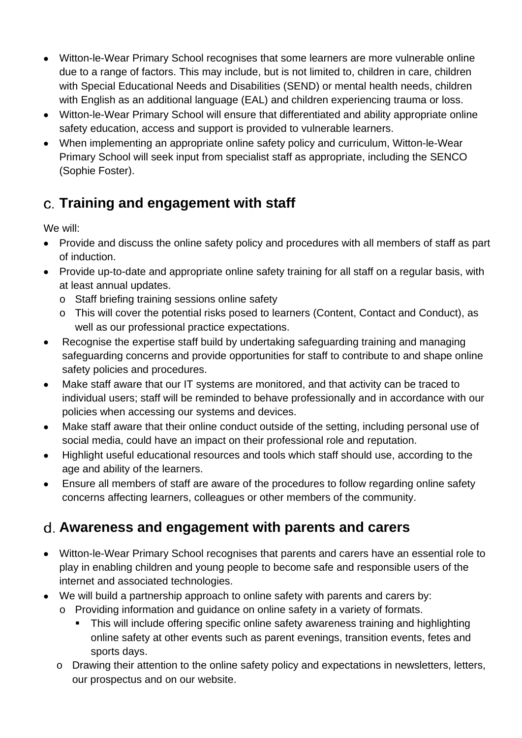- Witton-le-Wear Primary School recognises that some learners are more vulnerable online due to a range of factors. This may include, but is not limited to, children in care, children with Special Educational Needs and Disabilities (SEND) or mental health needs, children with English as an additional language (EAL) and children experiencing trauma or loss.
- Witton-le-Wear Primary School will ensure that differentiated and ability appropriate online safety education, access and support is provided to vulnerable learners.
- When implementing an appropriate online safety policy and curriculum, Witton-le-Wear Primary School will seek input from specialist staff as appropriate, including the SENCO (Sophie Foster).

## c. Training and engagement with staff

We will:

- Provide and discuss the online safety policy and procedures with all members of staff as part of induction.
- Provide up-to-date and appropriate online safety training for all staff on a regular basis, with at least annual updates.
  - Staff briefing training sessions online safety
  - This will cover the potential risks posed to learners (Content, Contact and Conduct), as well as our professional practice expectations.
- Recognise the expertise staff build by undertaking safeguarding training and managing safeguarding concerns and provide opportunities for staff to contribute to and shape online safety policies and procedures.
- Make staff aware that our IT systems are monitored, and that activity can be traced to individual users; staff will be reminded to behave professionally and in accordance with our policies when accessing our systems and devices.
- Make staff aware that their online conduct outside of the setting, including personal use of social media, could have an impact on their professional role and reputation.
- Highlight useful educational resources and tools which staff should use, according to the age and ability of the learners.
- Ensure all members of staff are aware of the procedures to follow regarding online safety concerns affecting learners, colleagues or other members of the community.

## d. Awareness and engagement with parents and carers

- Witton-le-Wear Primary School recognises that parents and carers have an essential role to play in enabling children and young people to become safe and responsible users of the internet and associated technologies.
- We will build a partnership approach to online safety with parents and carers by:
  - Providing information and guidance on online safety in a variety of formats.
    - This will include offering specific online safety awareness training and highlighting online safety at other events such as parent evenings, transition events, fetes and sports days.
  - Drawing their attention to the online safety policy and expectations in newsletters, letters, our prospectus and on our website.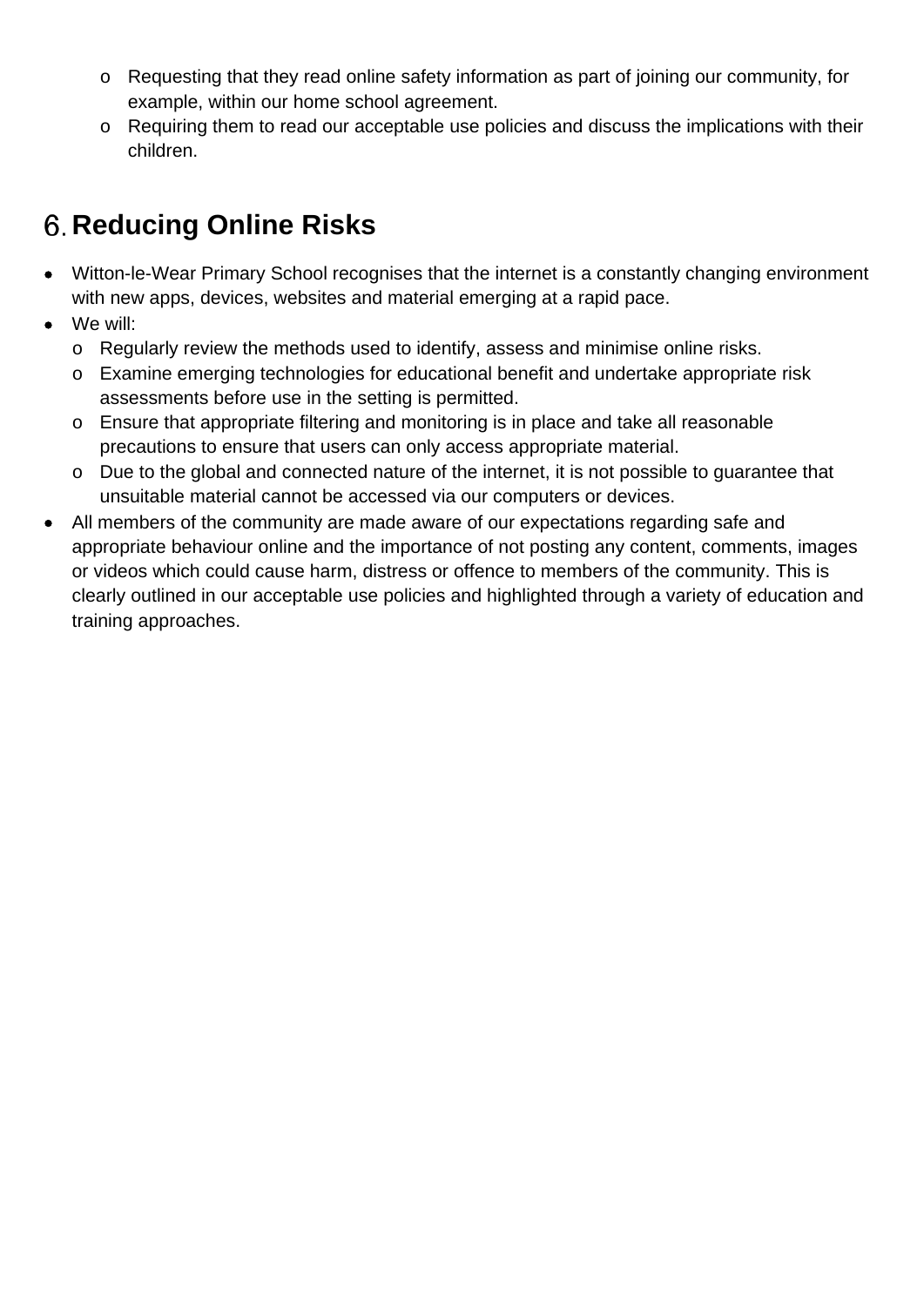- Requesting that they read online safety information as part of joining our community, for example, within our home school agreement.
  - Requiring them to read our acceptable use policies and discuss the implications with their children.

## 6. Reducing Online Risks

- Witton-le-Wear Primary School recognises that the internet is a constantly changing environment with new apps, devices, websites and material emerging at a rapid pace.
- We will:
  - Regularly review the methods used to identify, assess and minimise online risks.
  - Examine emerging technologies for educational benefit and undertake appropriate risk assessments before use in the setting is permitted.
  - Ensure that appropriate filtering and monitoring is in place and take all reasonable precautions to ensure that users can only access appropriate material.
  - Due to the global and connected nature of the internet, it is not possible to guarantee that unsuitable material cannot be accessed via our computers or devices.
- All members of the community are made aware of our expectations regarding safe and appropriate behaviour online and the importance of not posting any content, comments, images or videos which could cause harm, distress or offence to members of the community. This is clearly outlined in our acceptable use policies and highlighted through a variety of education and training approaches.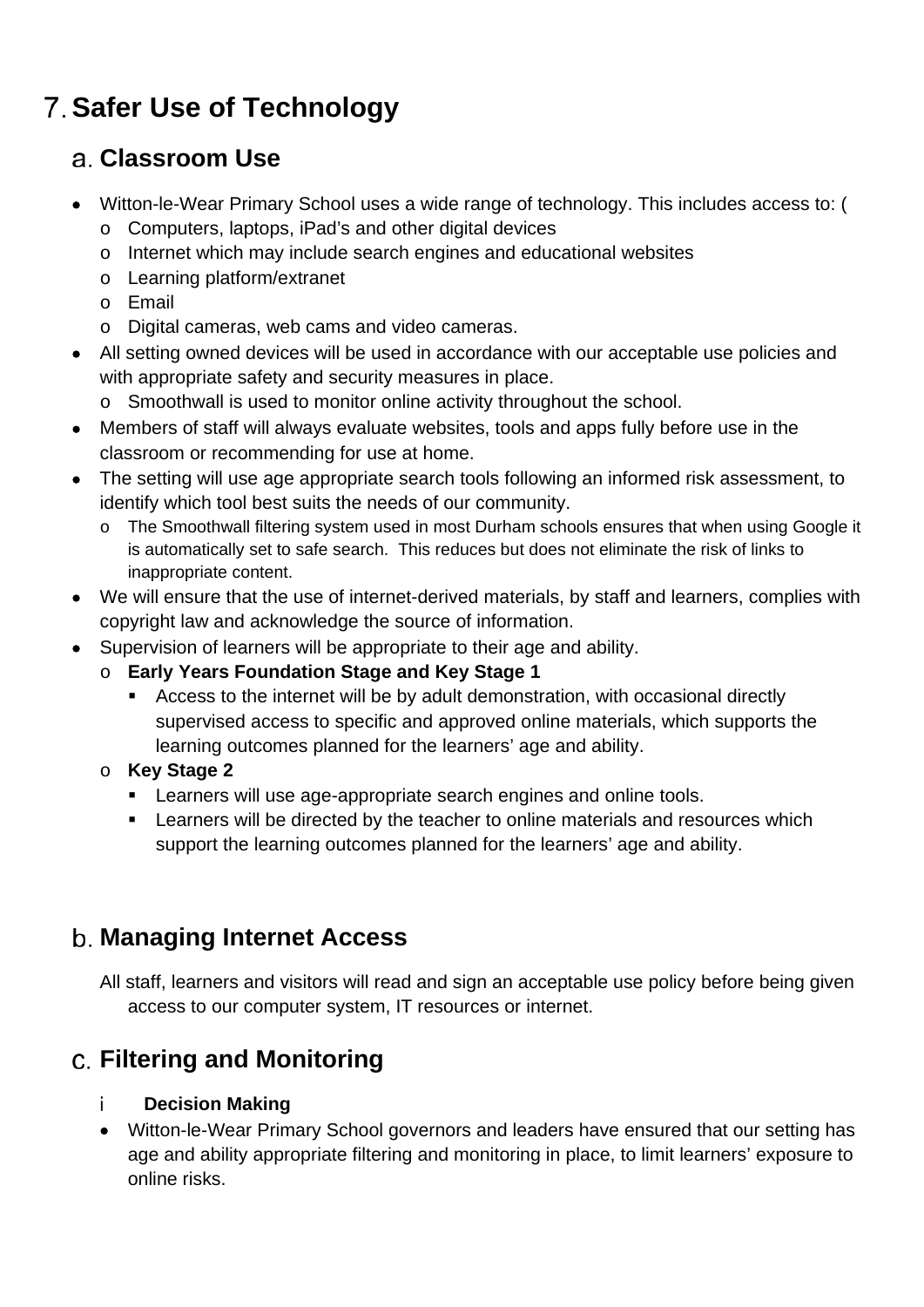# 7. Safer Use of Technology

## a. Classroom Use

- Witton-le-Wear Primary School uses a wide range of technology. This includes access to: (
  - Computers, laptops, iPad's and other digital devices
  - Internet which may include search engines and educational websites
  - Learning platform/extranet
  - Email
  - Digital cameras, web cams and video cameras.
- All setting owned devices will be used in accordance with our acceptable use policies and with appropriate safety and security measures in place.
  - Smoothwall is used to monitor online activity throughout the school.
- Members of staff will always evaluate websites, tools and apps fully before use in the classroom or recommending for use at home.
- The setting will use age appropriate search tools following an informed risk assessment, to identify which tool best suits the needs of our community.
  - The Smoothwall filtering system used in most Durham schools ensures that when using Google it is automatically set to safe search. This reduces but does not eliminate the risk of links to inappropriate content.
- We will ensure that the use of internet-derived materials, by staff and learners, complies with copyright law and acknowledge the source of information.
- Supervision of learners will be appropriate to their age and ability.
  - **Early Years Foundation Stage and Key Stage 1**
    - Access to the internet will be by adult demonstration, with occasional directly supervised access to specific and approved online materials, which supports the learning outcomes planned for the learners' age and ability.
  - **Key Stage 2**
    - Learners will use age-appropriate search engines and online tools.
    - Learners will be directed by the teacher to online materials and resources which support the learning outcomes planned for the learners' age and ability.

## b. Managing Internet Access

All staff, learners and visitors will read and sign an acceptable use policy before being given access to our computer system, IT resources or internet.

## c. Filtering and Monitoring

### i Decision Making

- Witton-le-Wear Primary School governors and leaders have ensured that our setting has age and ability appropriate filtering and monitoring in place, to limit learners' exposure to online risks.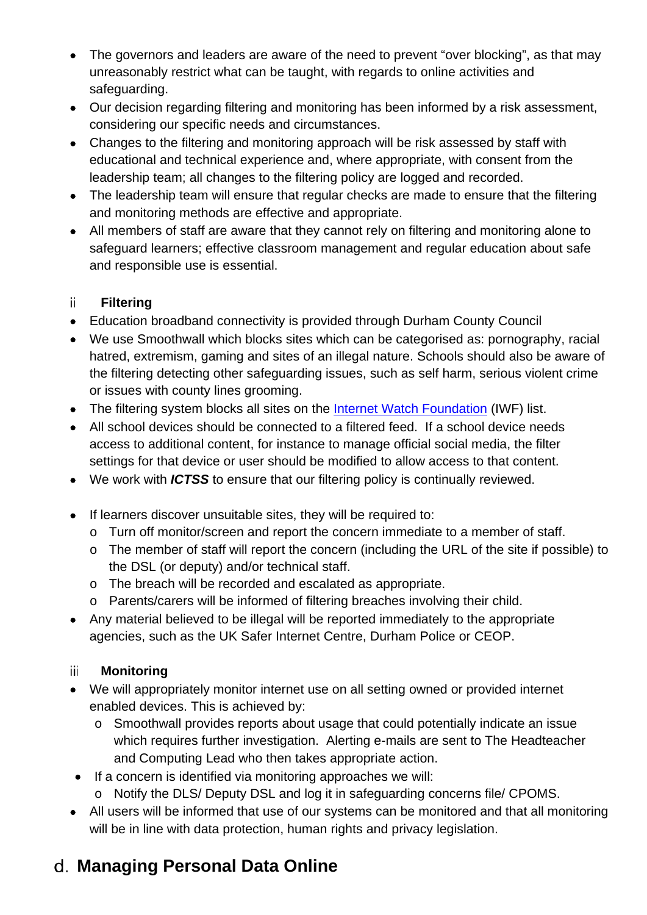- The governors and leaders are aware of the need to prevent "over blocking", as that may unreasonably restrict what can be taught, with regards to online activities and safeguarding.
- Our decision regarding filtering and monitoring has been informed by a risk assessment, considering our specific needs and circumstances.
- Changes to the filtering and monitoring approach will be risk assessed by staff with educational and technical experience and, where appropriate, with consent from the leadership team; all changes to the filtering policy are logged and recorded.
- The leadership team will ensure that regular checks are made to ensure that the filtering and monitoring methods are effective and appropriate.
- All members of staff are aware that they cannot rely on filtering and monitoring alone to safeguard learners; effective classroom management and regular education about safe and responsible use is essential.

### ii Filtering

- Education broadband connectivity is provided through Durham County Council
- We use Smoothwall which blocks sites which can be categorised as: pornography, racial hatred, extremism, gaming and sites of an illegal nature. Schools should also be aware of the filtering detecting other safeguarding issues, such as self harm, serious violent crime or issues with county lines grooming.
- The filtering system blocks all sites on the Internet Watch Foundation (IWF) list.
- All school devices should be connected to a filtered feed. If a school device needs access to additional content, for instance to manage official social media, the filter settings for that device or user should be modified to allow access to that content.
- We work with ***ICTSS*** to ensure that our filtering policy is continually reviewed.

- If learners discover unsuitable sites, they will be required to:
  - Turn off monitor/screen and report the concern immediate to a member of staff.
  - The member of staff will report the concern (including the URL of the site if possible) to the DSL (or deputy) and/or technical staff.
  - The breach will be recorded and escalated as appropriate.
  - Parents/carers will be informed of filtering breaches involving their child.
- Any material believed to be illegal will be reported immediately to the appropriate agencies, such as the UK Safer Internet Centre, Durham Police or CEOP.

### iii Monitoring

- We will appropriately monitor internet use on all setting owned or provided internet enabled devices. This is achieved by:
  - Smoothwall provides reports about usage that could potentially indicate an issue which requires further investigation. Alerting e-mails are sent to The Headteacher and Computing Lead who then takes appropriate action.
- If a concern is identified via monitoring approaches we will:
  - Notify the DLS/ Deputy DSL and log it in safeguarding concerns file/ CPOMS.
- All users will be informed that use of our systems can be monitored and that all monitoring will be in line with data protection, human rights and privacy legislation.

## d. Managing Personal Data Online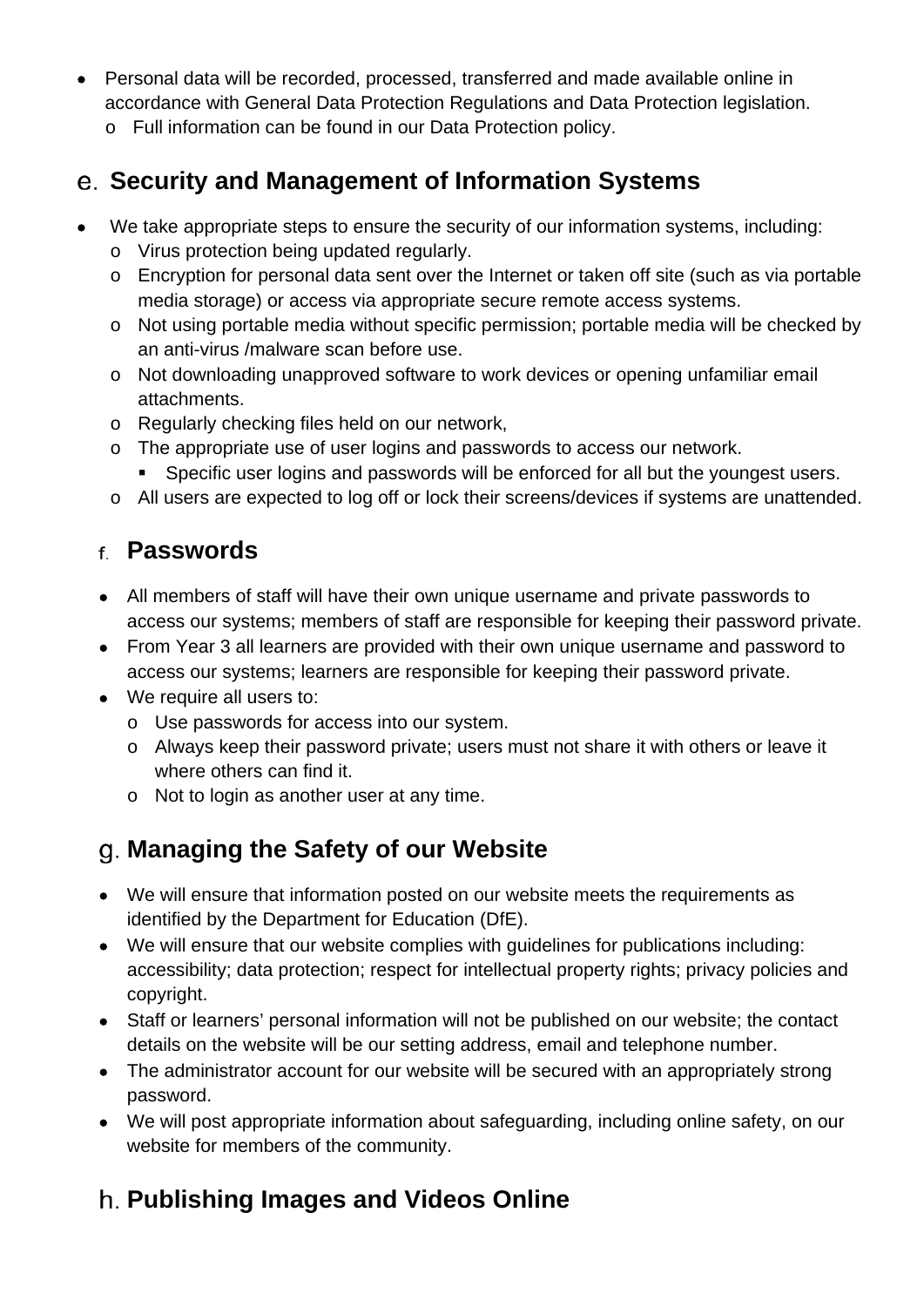- Personal data will be recorded, processed, transferred and made available online in accordance with General Data Protection Regulations and Data Protection legislation.
  - Full information can be found in our Data Protection policy.

## e. Security and Management of Information Systems

- We take appropriate steps to ensure the security of our information systems, including:
  - Virus protection being updated regularly.
  - Encryption for personal data sent over the Internet or taken off site (such as via portable media storage) or access via appropriate secure remote access systems.
  - Not using portable media without specific permission; portable media will be checked by an anti-virus /malware scan before use.
  - Not downloading unapproved software to work devices or opening unfamiliar email attachments.
  - Regularly checking files held on our network,
  - The appropriate use of user logins and passwords to access our network.
    - Specific user logins and passwords will be enforced for all but the youngest users.
  - All users are expected to log off or lock their screens/devices if systems are unattended.

## f. Passwords

- All members of staff will have their own unique username and private passwords to access our systems; members of staff are responsible for keeping their password private.
- From Year 3 all learners are provided with their own unique username and password to access our systems; learners are responsible for keeping their password private.
- We require all users to:
  - Use passwords for access into our system.
  - Always keep their password private; users must not share it with others or leave it where others can find it.
  - Not to login as another user at any time.

## g. Managing the Safety of our Website

- We will ensure that information posted on our website meets the requirements as identified by the Department for Education (DfE).
- We will ensure that our website complies with guidelines for publications including: accessibility; data protection; respect for intellectual property rights; privacy policies and copyright.
- Staff or learners' personal information will not be published on our website; the contact details on the website will be our setting address, email and telephone number.
- The administrator account for our website will be secured with an appropriately strong password.
- We will post appropriate information about safeguarding, including online safety, on our website for members of the community.

## h. Publishing Images and Videos Online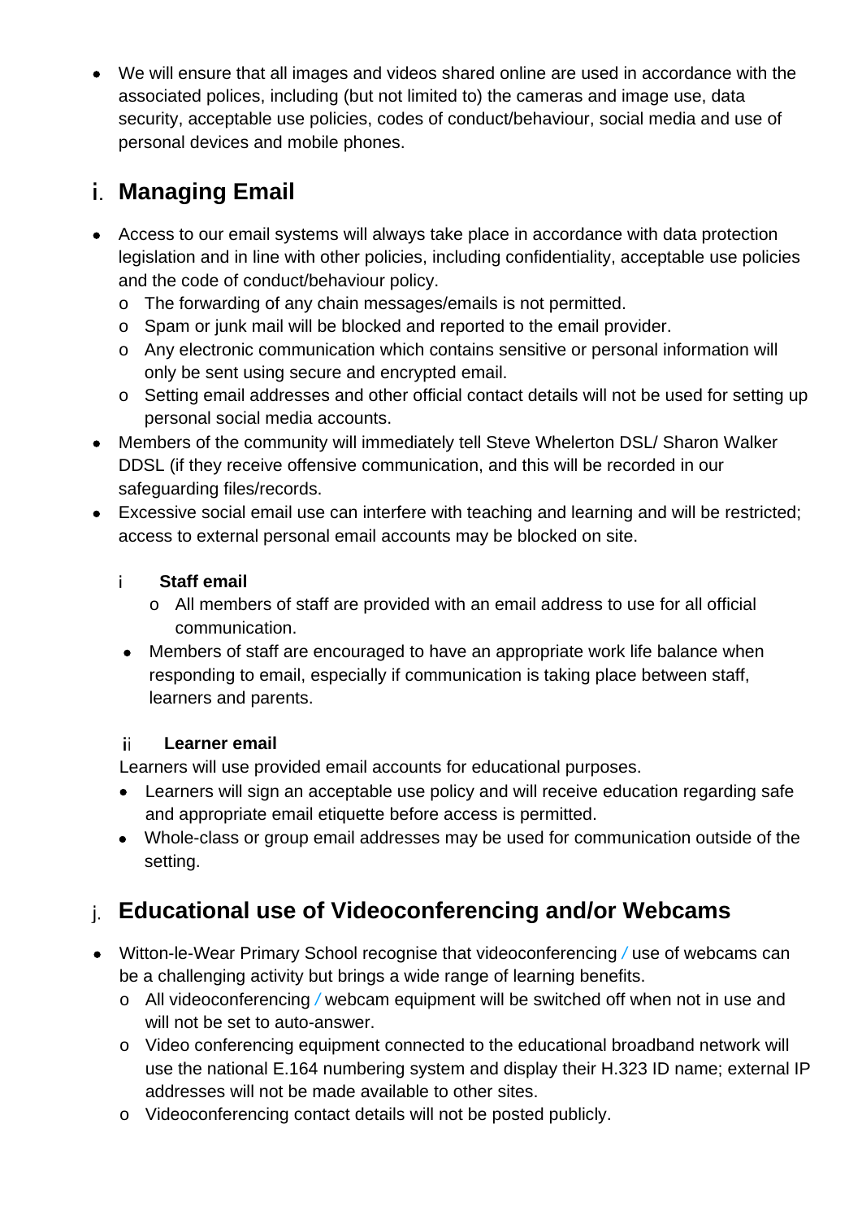- We will ensure that all images and videos shared online are used in accordance with the associated polices, including (but not limited to) the cameras and image use, data security, acceptable use policies, codes of conduct/behaviour, social media and use of personal devices and mobile phones.

## i. Managing Email

- Access to our email systems will always take place in accordance with data protection legislation and in line with other policies, including confidentiality, acceptable use policies and the code of conduct/behaviour policy.
  - The forwarding of any chain messages/emails is not permitted.
  - Spam or junk mail will be blocked and reported to the email provider.
  - Any electronic communication which contains sensitive or personal information will only be sent using secure and encrypted email.
  - Setting email addresses and other official contact details will not be used for setting up personal social media accounts.
- Members of the community will immediately tell Steve Whelerton DSL/ Sharon Walker DDSL (if they receive offensive communication, and this will be recorded in our safeguarding files/records.
- Excessive social email use can interfere with teaching and learning and will be restricted; access to external personal email accounts may be blocked on site.

### i Staff email

  - All members of staff are provided with an email address to use for all official communication.
- Members of staff are encouraged to have an appropriate work life balance when responding to email, especially if communication is taking place between staff, learners and parents.

### ii Learner email

Learners will use provided email accounts for educational purposes.

- Learners will sign an acceptable use policy and will receive education regarding safe and appropriate email etiquette before access is permitted.
- Whole-class or group email addresses may be used for communication outside of the setting.

## j. Educational use of Videoconferencing and/or Webcams

- Witton-le-Wear Primary School recognise that videoconferencing / use of webcams can be a challenging activity but brings a wide range of learning benefits.
  - All videoconferencing / webcam equipment will be switched off when not in use and will not be set to auto-answer.
  - Video conferencing equipment connected to the educational broadband network will use the national E.164 numbering system and display their H.323 ID name; external IP addresses will not be made available to other sites.
  - Videoconferencing contact details will not be posted publicly.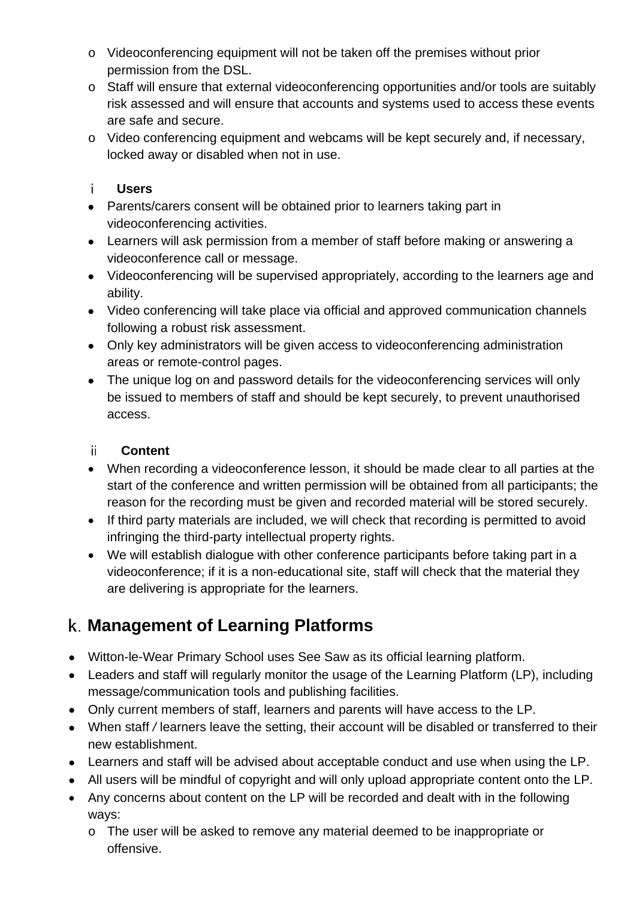- Videoconferencing equipment will not be taken off the premises without prior permission from the DSL.
- Staff will ensure that external videoconferencing opportunities and/or tools are suitably risk assessed and will ensure that accounts and systems used to access these events are safe and secure.
- Video conferencing equipment and webcams will be kept securely and, if necessary, locked away or disabled when not in use.

i **Users**

- Parents/carers consent will be obtained prior to learners taking part in videoconferencing activities.
- Learners will ask permission from a member of staff before making or answering a videoconference call or message.
- Videoconferencing will be supervised appropriately, according to the learners age and ability.
- Video conferencing will take place via official and approved communication channels following a robust risk assessment.
- Only key administrators will be given access to videoconferencing administration areas or remote-control pages.
- The unique log on and password details for the videoconferencing services will only be issued to members of staff and should be kept securely, to prevent unauthorised access.

ii **Content**

- When recording a videoconference lesson, it should be made clear to all parties at the start of the conference and written permission will be obtained from all participants; the reason for the recording must be given and recorded material will be stored securely.
- If third party materials are included, we will check that recording is permitted to avoid infringing the third-party intellectual property rights.
- We will establish dialogue with other conference participants before taking part in a videoconference; if it is a non-educational site, staff will check that the material they are delivering is appropriate for the learners.

## k. Management of Learning Platforms

- Witton-le-Wear Primary School uses See Saw as its official learning platform.
- Leaders and staff will regularly monitor the usage of the Learning Platform (LP), including message/communication tools and publishing facilities.
- Only current members of staff, learners and parents will have access to the LP.
- When staff / learners leave the setting, their account will be disabled or transferred to their new establishment.
- Learners and staff will be advised about acceptable conduct and use when using the LP.
- All users will be mindful of copyright and will only upload appropriate content onto the LP.
- Any concerns about content on the LP will be recorded and dealt with in the following ways:
  - The user will be asked to remove any material deemed to be inappropriate or offensive.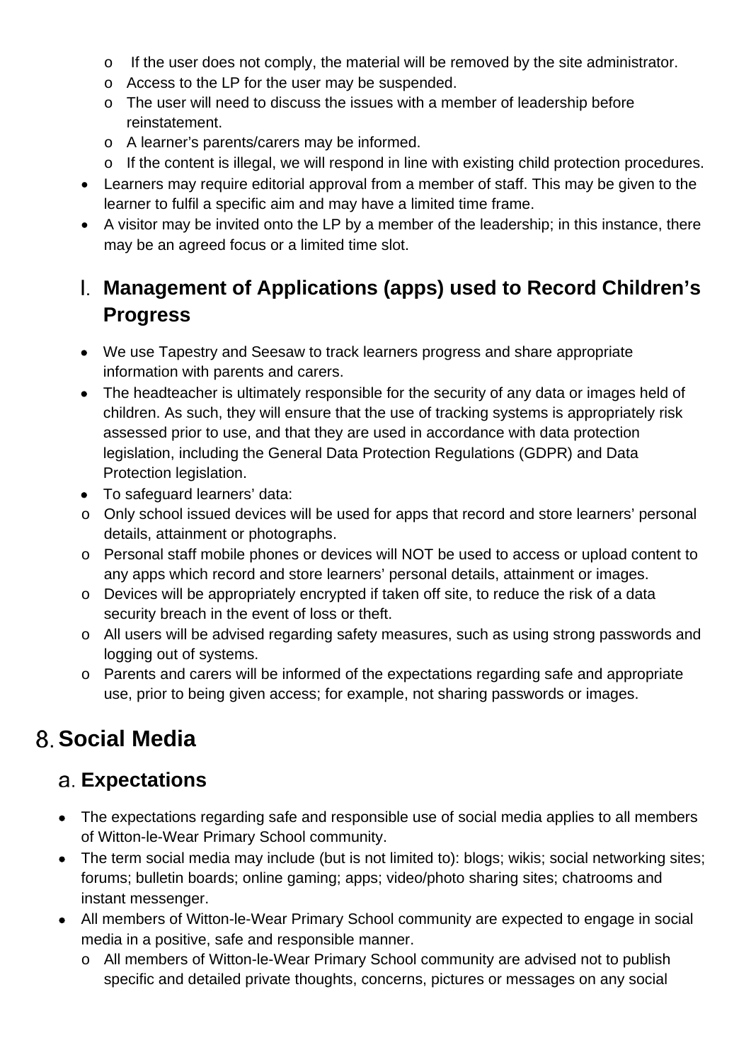- If the user does not comply, the material will be removed by the site administrator.
  - Access to the LP for the user may be suspended.
  - The user will need to discuss the issues with a member of leadership before reinstatement.
  - A learner's parents/carers may be informed.
  - If the content is illegal, we will respond in line with existing child protection procedures.
- Learners may require editorial approval from a member of staff. This may be given to the learner to fulfil a specific aim and may have a limited time frame.
- A visitor may be invited onto the LP by a member of the leadership; in this instance, there may be an agreed focus or a limited time slot.

### l. Management of Applications (apps) used to Record Children's Progress

- We use Tapestry and Seesaw to track learners progress and share appropriate information with parents and carers.
- The headteacher is ultimately responsible for the security of any data or images held of children. As such, they will ensure that the use of tracking systems is appropriately risk assessed prior to use, and that they are used in accordance with data protection legislation, including the General Data Protection Regulations (GDPR) and Data Protection legislation.
- To safeguard learners' data:
  - Only school issued devices will be used for apps that record and store learners' personal details, attainment or photographs.
  - Personal staff mobile phones or devices will NOT be used to access or upload content to any apps which record and store learners' personal details, attainment or images.
  - Devices will be appropriately encrypted if taken off site, to reduce the risk of a data security breach in the event of loss or theft.
  - All users will be advised regarding safety measures, such as using strong passwords and logging out of systems.
  - Parents and carers will be informed of the expectations regarding safe and appropriate use, prior to being given access; for example, not sharing passwords or images.

## 8. Social Media

### a. Expectations

- The expectations regarding safe and responsible use of social media applies to all members of Witton-le-Wear Primary School community.
- The term social media may include (but is not limited to): blogs; wikis; social networking sites; forums; bulletin boards; online gaming; apps; video/photo sharing sites; chatrooms and instant messenger.
- All members of Witton-le-Wear Primary School community are expected to engage in social media in a positive, safe and responsible manner.
  - All members of Witton-le-Wear Primary School community are advised not to publish specific and detailed private thoughts, concerns, pictures or messages on any social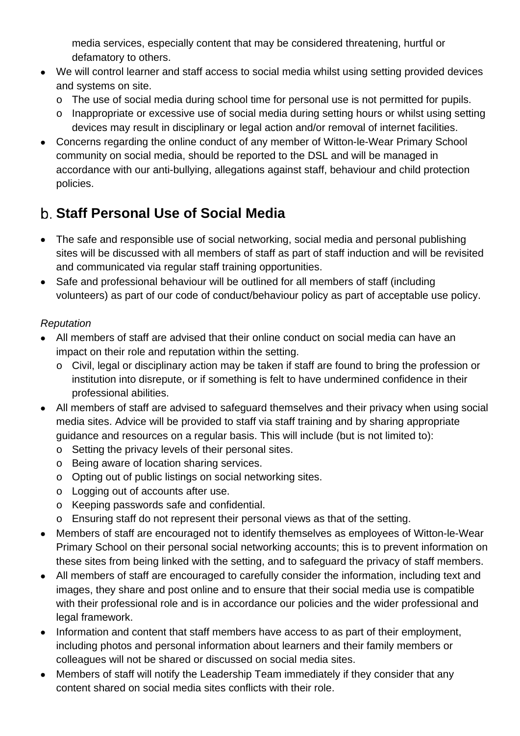media services, especially content that may be considered threatening, hurtful or defamatory to others.

- We will control learner and staff access to social media whilst using setting provided devices and systems on site.
  - The use of social media during school time for personal use is not permitted for pupils.
  - Inappropriate or excessive use of social media during setting hours or whilst using setting devices may result in disciplinary or legal action and/or removal of internet facilities.
- Concerns regarding the online conduct of any member of Witton-le-Wear Primary School community on social media, should be reported to the DSL and will be managed in accordance with our anti-bullying, allegations against staff, behaviour and child protection policies.

## b. Staff Personal Use of Social Media

- The safe and responsible use of social networking, social media and personal publishing sites will be discussed with all members of staff as part of staff induction and will be revisited and communicated via regular staff training opportunities.
- Safe and professional behaviour will be outlined for all members of staff (including volunteers) as part of our code of conduct/behaviour policy as part of acceptable use policy.

*Reputation*

- All members of staff are advised that their online conduct on social media can have an impact on their role and reputation within the setting.
  - Civil, legal or disciplinary action may be taken if staff are found to bring the profession or institution into disrepute, or if something is felt to have undermined confidence in their professional abilities.
- All members of staff are advised to safeguard themselves and their privacy when using social media sites. Advice will be provided to staff via staff training and by sharing appropriate guidance and resources on a regular basis. This will include (but is not limited to):
  - Setting the privacy levels of their personal sites.
  - Being aware of location sharing services.
  - Opting out of public listings on social networking sites.
  - Logging out of accounts after use.
  - Keeping passwords safe and confidential.
  - Ensuring staff do not represent their personal views as that of the setting.
- Members of staff are encouraged not to identify themselves as employees of Witton-le-Wear Primary School on their personal social networking accounts; this is to prevent information on these sites from being linked with the setting, and to safeguard the privacy of staff members.
- All members of staff are encouraged to carefully consider the information, including text and images, they share and post online and to ensure that their social media use is compatible with their professional role and is in accordance our policies and the wider professional and legal framework.
- Information and content that staff members have access to as part of their employment, including photos and personal information about learners and their family members or colleagues will not be shared or discussed on social media sites.
- Members of staff will notify the Leadership Team immediately if they consider that any content shared on social media sites conflicts with their role.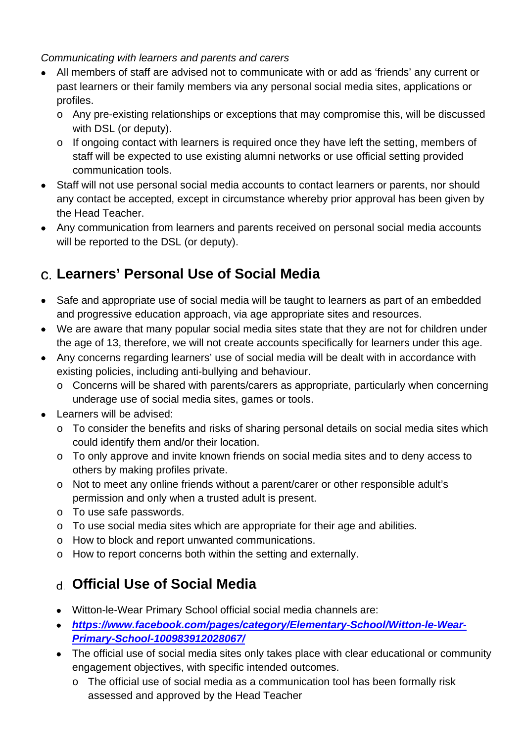*Communicating with learners and parents and carers*

- All members of staff are advised not to communicate with or add as 'friends' any current or past learners or their family members via any personal social media sites, applications or profiles.
  - Any pre-existing relationships or exceptions that may compromise this, will be discussed with DSL (or deputy).
  - If ongoing contact with learners is required once they have left the setting, members of staff will be expected to use existing alumni networks or use official setting provided communication tools.
- Staff will not use personal social media accounts to contact learners or parents, nor should any contact be accepted, except in circumstance whereby prior approval has been given by the Head Teacher.
- Any communication from learners and parents received on personal social media accounts will be reported to the DSL (or deputy).

## c. Learners' Personal Use of Social Media

- Safe and appropriate use of social media will be taught to learners as part of an embedded and progressive education approach, via age appropriate sites and resources.
- We are aware that many popular social media sites state that they are not for children under the age of 13, therefore, we will not create accounts specifically for learners under this age.
- Any concerns regarding learners' use of social media will be dealt with in accordance with existing policies, including anti-bullying and behaviour.
  - Concerns will be shared with parents/carers as appropriate, particularly when concerning underage use of social media sites, games or tools.
- Learners will be advised:
  - To consider the benefits and risks of sharing personal details on social media sites which could identify them and/or their location.
  - To only approve and invite known friends on social media sites and to deny access to others by making profiles private.
  - Not to meet any online friends without a parent/carer or other responsible adult's permission and only when a trusted adult is present.
  - To use safe passwords.
  - To use social media sites which are appropriate for their age and abilities.
  - How to block and report unwanted communications.
  - How to report concerns both within the setting and externally.

## d. Official Use of Social Media

- Witton-le-Wear Primary School official social media channels are:
- ***https://www.facebook.com/pages/category/Elementary-School/Witton-le-Wear-Primary-School-100983912028067/***
- The official use of social media sites only takes place with clear educational or community engagement objectives, with specific intended outcomes.
  - The official use of social media as a communication tool has been formally risk assessed and approved by the Head Teacher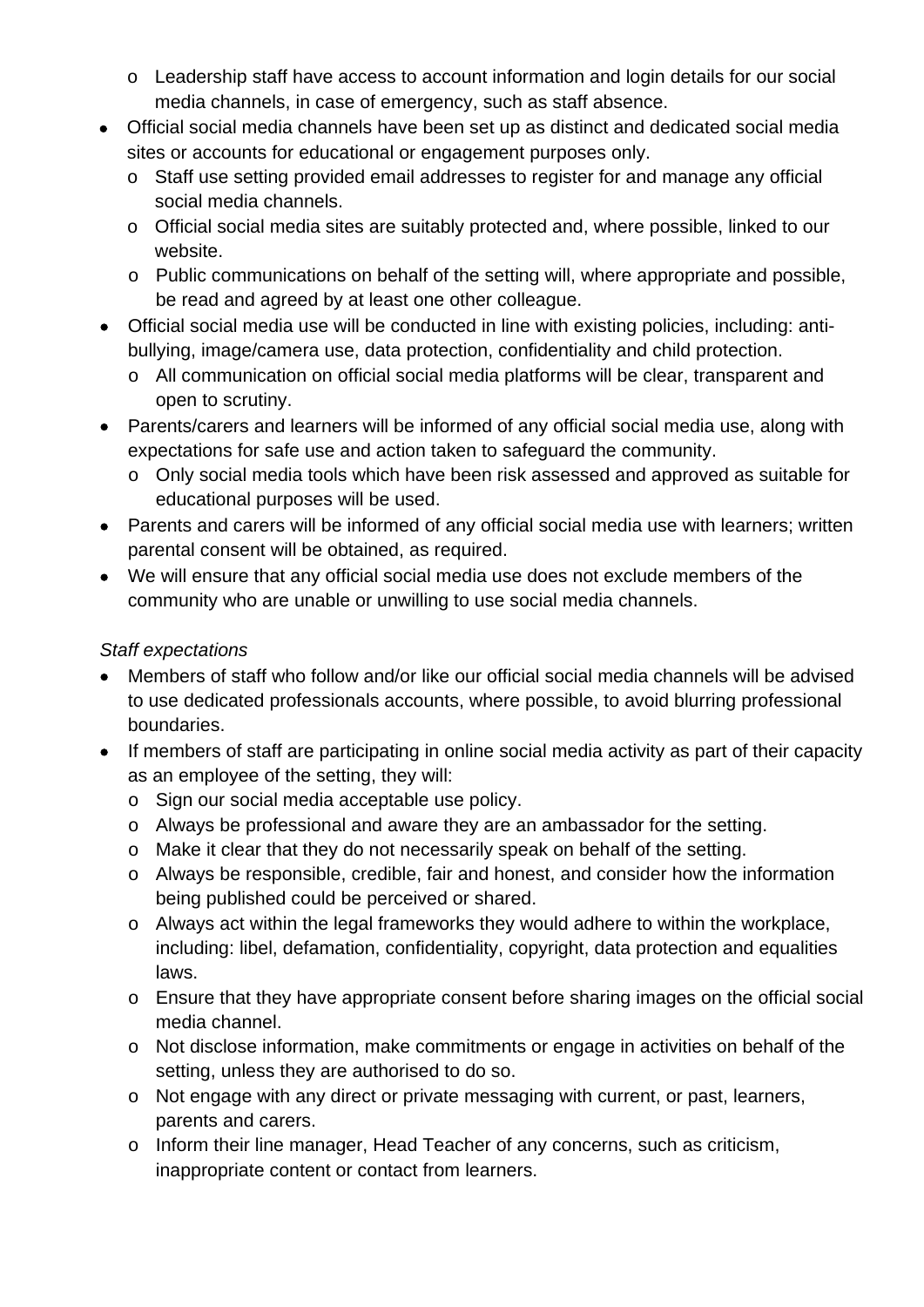- Leadership staff have access to account information and login details for our social media channels, in case of emergency, such as staff absence.
- Official social media channels have been set up as distinct and dedicated social media sites or accounts for educational or engagement purposes only.
  - Staff use setting provided email addresses to register for and manage any official social media channels.
  - Official social media sites are suitably protected and, where possible, linked to our website.
  - Public communications on behalf of the setting will, where appropriate and possible, be read and agreed by at least one other colleague.
- Official social media use will be conducted in line with existing policies, including: anti-bullying, image/camera use, data protection, confidentiality and child protection.
  - All communication on official social media platforms will be clear, transparent and open to scrutiny.
- Parents/carers and learners will be informed of any official social media use, along with expectations for safe use and action taken to safeguard the community.
  - Only social media tools which have been risk assessed and approved as suitable for educational purposes will be used.
- Parents and carers will be informed of any official social media use with learners; written parental consent will be obtained, as required.
- We will ensure that any official social media use does not exclude members of the community who are unable or unwilling to use social media channels.

*Staff expectations*

- Members of staff who follow and/or like our official social media channels will be advised to use dedicated professionals accounts, where possible, to avoid blurring professional boundaries.
- If members of staff are participating in online social media activity as part of their capacity as an employee of the setting, they will:
  - Sign our social media acceptable use policy.
  - Always be professional and aware they are an ambassador for the setting.
  - Make it clear that they do not necessarily speak on behalf of the setting.
  - Always be responsible, credible, fair and honest, and consider how the information being published could be perceived or shared.
  - Always act within the legal frameworks they would adhere to within the workplace, including: libel, defamation, confidentiality, copyright, data protection and equalities laws.
  - Ensure that they have appropriate consent before sharing images on the official social media channel.
  - Not disclose information, make commitments or engage in activities on behalf of the setting, unless they are authorised to do so.
  - Not engage with any direct or private messaging with current, or past, learners, parents and carers.
  - Inform their line manager, Head Teacher of any concerns, such as criticism, inappropriate content or contact from learners.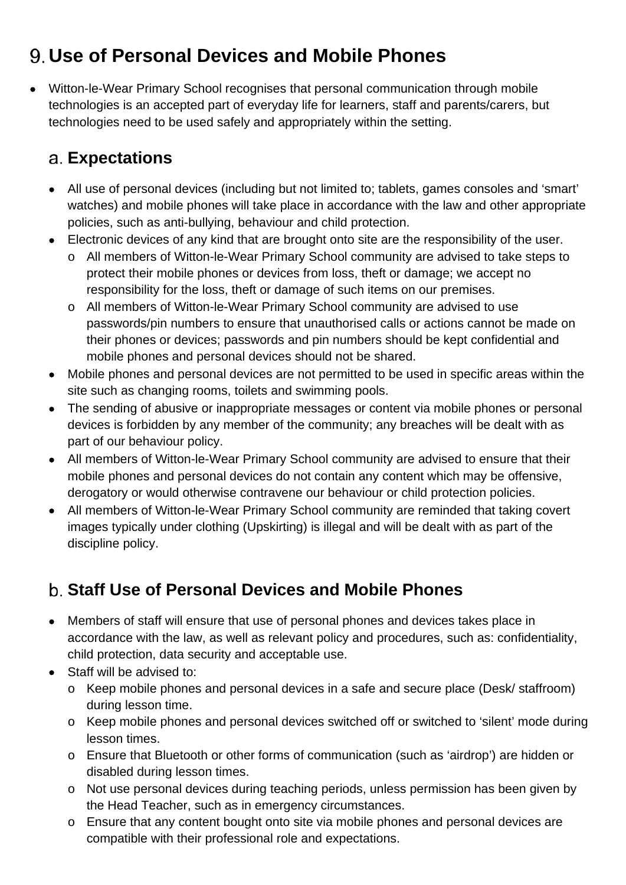# 9. Use of Personal Devices and Mobile Phones

- Witton-le-Wear Primary School recognises that personal communication through mobile technologies is an accepted part of everyday life for learners, staff and parents/carers, but technologies need to be used safely and appropriately within the setting.

## a. Expectations

- All use of personal devices (including but not limited to; tablets, games consoles and 'smart' watches) and mobile phones will take place in accordance with the law and other appropriate policies, such as anti-bullying, behaviour and child protection.
- Electronic devices of any kind that are brought onto site are the responsibility of the user.
  - All members of Witton-le-Wear Primary School community are advised to take steps to protect their mobile phones or devices from loss, theft or damage; we accept no responsibility for the loss, theft or damage of such items on our premises.
  - All members of Witton-le-Wear Primary School community are advised to use passwords/pin numbers to ensure that unauthorised calls or actions cannot be made on their phones or devices; passwords and pin numbers should be kept confidential and mobile phones and personal devices should not be shared.
- Mobile phones and personal devices are not permitted to be used in specific areas within the site such as changing rooms, toilets and swimming pools.
- The sending of abusive or inappropriate messages or content via mobile phones or personal devices is forbidden by any member of the community; any breaches will be dealt with as part of our behaviour policy.
- All members of Witton-le-Wear Primary School community are advised to ensure that their mobile phones and personal devices do not contain any content which may be offensive, derogatory or would otherwise contravene our behaviour or child protection policies.
- All members of Witton-le-Wear Primary School community are reminded that taking covert images typically under clothing (Upskirting) is illegal and will be dealt with as part of the discipline policy.

## b. Staff Use of Personal Devices and Mobile Phones

- Members of staff will ensure that use of personal phones and devices takes place in accordance with the law, as well as relevant policy and procedures, such as: confidentiality, child protection, data security and acceptable use.
- Staff will be advised to:
  - Keep mobile phones and personal devices in a safe and secure place (Desk/ staffroom) during lesson time.
  - Keep mobile phones and personal devices switched off or switched to 'silent' mode during lesson times.
  - Ensure that Bluetooth or other forms of communication (such as 'airdrop') are hidden or disabled during lesson times.
  - Not use personal devices during teaching periods, unless permission has been given by the Head Teacher, such as in emergency circumstances.
  - Ensure that any content bought onto site via mobile phones and personal devices are compatible with their professional role and expectations.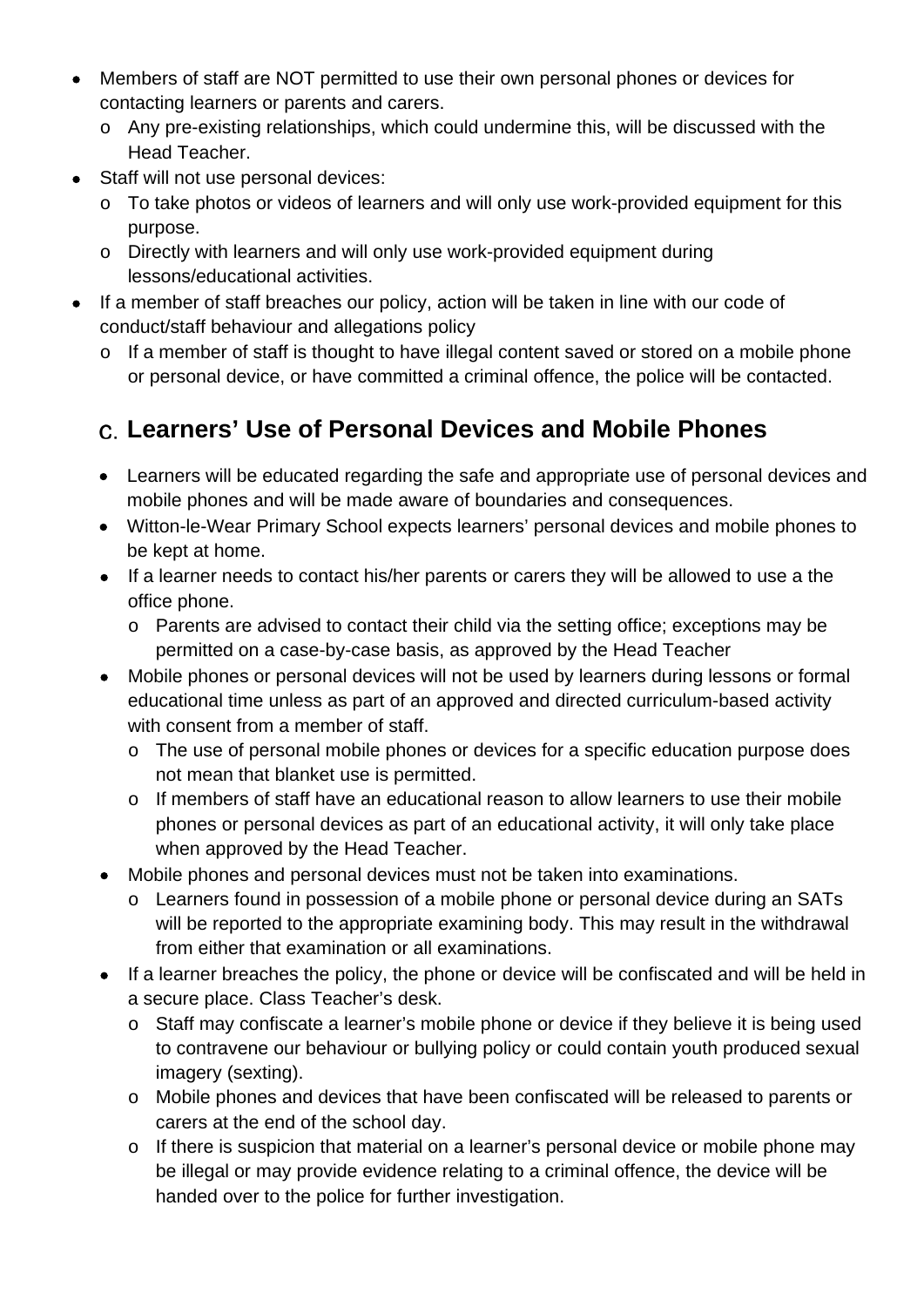- Members of staff are NOT permitted to use their own personal phones or devices for contacting learners or parents and carers.
  - Any pre-existing relationships, which could undermine this, will be discussed with the Head Teacher.
- Staff will not use personal devices:
  - To take photos or videos of learners and will only use work-provided equipment for this purpose.
  - Directly with learners and will only use work-provided equipment during lessons/educational activities.
- If a member of staff breaches our policy, action will be taken in line with our code of conduct/staff behaviour and allegations policy
  - If a member of staff is thought to have illegal content saved or stored on a mobile phone or personal device, or have committed a criminal offence, the police will be contacted.

## C. Learners' Use of Personal Devices and Mobile Phones

- Learners will be educated regarding the safe and appropriate use of personal devices and mobile phones and will be made aware of boundaries and consequences.
- Witton-le-Wear Primary School expects learners' personal devices and mobile phones to be kept at home.
- If a learner needs to contact his/her parents or carers they will be allowed to use a the office phone.
  - Parents are advised to contact their child via the setting office; exceptions may be permitted on a case-by-case basis, as approved by the Head Teacher
- Mobile phones or personal devices will not be used by learners during lessons or formal educational time unless as part of an approved and directed curriculum-based activity with consent from a member of staff.
  - The use of personal mobile phones or devices for a specific education purpose does not mean that blanket use is permitted.
  - If members of staff have an educational reason to allow learners to use their mobile phones or personal devices as part of an educational activity, it will only take place when approved by the Head Teacher.
- Mobile phones and personal devices must not be taken into examinations.
  - Learners found in possession of a mobile phone or personal device during an SATs will be reported to the appropriate examining body. This may result in the withdrawal from either that examination or all examinations.
- If a learner breaches the policy, the phone or device will be confiscated and will be held in a secure place. Class Teacher's desk.
  - Staff may confiscate a learner's mobile phone or device if they believe it is being used to contravene our behaviour or bullying policy or could contain youth produced sexual imagery (sexting).
  - Mobile phones and devices that have been confiscated will be released to parents or carers at the end of the school day.
  - If there is suspicion that material on a learner's personal device or mobile phone may be illegal or may provide evidence relating to a criminal offence, the device will be handed over to the police for further investigation.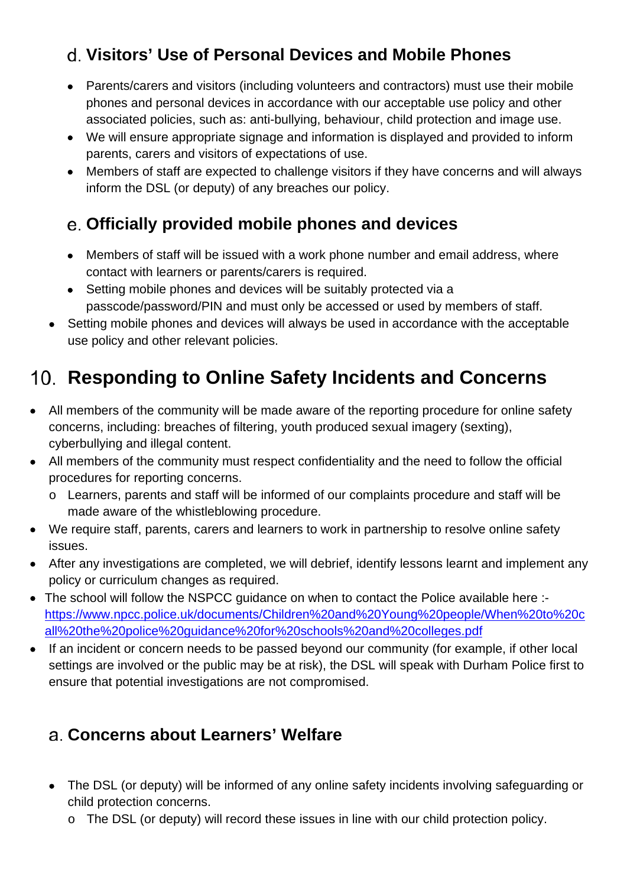### d. Visitors' Use of Personal Devices and Mobile Phones

- Parents/carers and visitors (including volunteers and contractors) must use their mobile phones and personal devices in accordance with our acceptable use policy and other associated policies, such as: anti-bullying, behaviour, child protection and image use.
- We will ensure appropriate signage and information is displayed and provided to inform parents, carers and visitors of expectations of use.
- Members of staff are expected to challenge visitors if they have concerns and will always inform the DSL (or deputy) of any breaches our policy.

### e. Officially provided mobile phones and devices

- Members of staff will be issued with a work phone number and email address, where contact with learners or parents/carers is required.
- Setting mobile phones and devices will be suitably protected via a passcode/password/PIN and must only be accessed or used by members of staff.
- Setting mobile phones and devices will always be used in accordance with the acceptable use policy and other relevant policies.

## 10. Responding to Online Safety Incidents and Concerns

- All members of the community will be made aware of the reporting procedure for online safety concerns, including: breaches of filtering, youth produced sexual imagery (sexting), cyberbullying and illegal content.
- All members of the community must respect confidentiality and the need to follow the official procedures for reporting concerns.
  - Learners, parents and staff will be informed of our complaints procedure and staff will be made aware of the whistleblowing procedure.
- We require staff, parents, carers and learners to work in partnership to resolve online safety issues.
- After any investigations are completed, we will debrief, identify lessons learnt and implement any policy or curriculum changes as required.
- The school will follow the NSPCC guidance on when to contact the Police available here :- https://www.npcc.police.uk/documents/Children%20and%20Young%20people/When%20to%20call%20the%20police%20guidance%20for%20schools%20and%20colleges.pdf
- If an incident or concern needs to be passed beyond our community (for example, if other local settings are involved or the public may be at risk), the DSL will speak with Durham Police first to ensure that potential investigations are not compromised.

### a. Concerns about Learners' Welfare

- The DSL (or deputy) will be informed of any online safety incidents involving safeguarding or child protection concerns.
  - The DSL (or deputy) will record these issues in line with our child protection policy.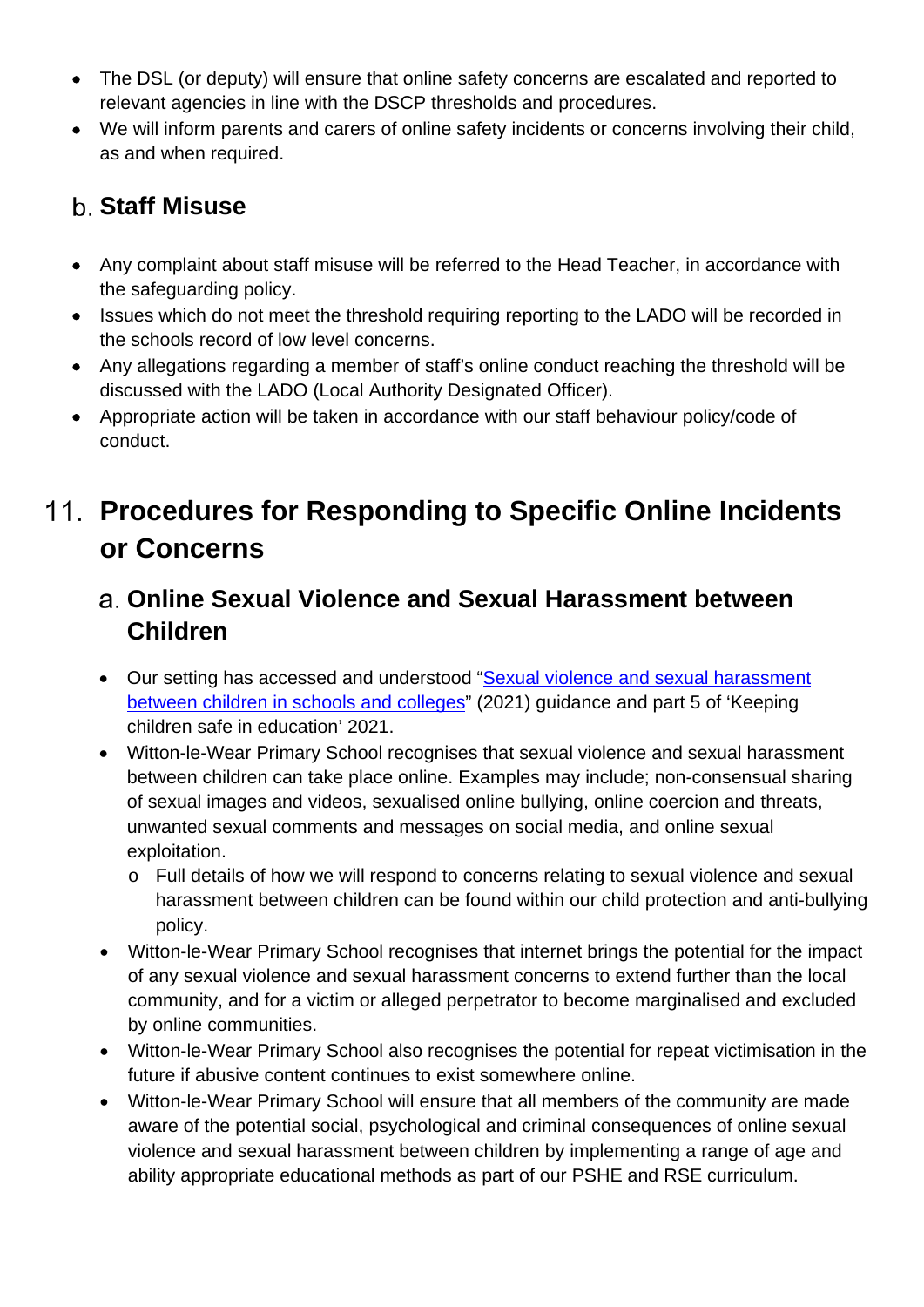- The DSL (or deputy) will ensure that online safety concerns are escalated and reported to relevant agencies in line with the DSCP thresholds and procedures.
- We will inform parents and carers of online safety incidents or concerns involving their child, as and when required.

### b. Staff Misuse

- Any complaint about staff misuse will be referred to the Head Teacher, in accordance with the safeguarding policy.
- Issues which do not meet the threshold requiring reporting to the LADO will be recorded in the schools record of low level concerns.
- Any allegations regarding a member of staff's online conduct reaching the threshold will be discussed with the LADO (Local Authority Designated Officer).
- Appropriate action will be taken in accordance with our staff behaviour policy/code of conduct.

## 11. Procedures for Responding to Specific Online Incidents or Concerns

### a. Online Sexual Violence and Sexual Harassment between Children

- Our setting has accessed and understood "Sexual violence and sexual harassment between children in schools and colleges" (2021) guidance and part 5 of 'Keeping children safe in education' 2021.
- Witton-le-Wear Primary School recognises that sexual violence and sexual harassment between children can take place online. Examples may include; non-consensual sharing of sexual images and videos, sexualised online bullying, online coercion and threats, unwanted sexual comments and messages on social media, and online sexual exploitation.
  - Full details of how we will respond to concerns relating to sexual violence and sexual harassment between children can be found within our child protection and anti-bullying policy.
- Witton-le-Wear Primary School recognises that internet brings the potential for the impact of any sexual violence and sexual harassment concerns to extend further than the local community, and for a victim or alleged perpetrator to become marginalised and excluded by online communities.
- Witton-le-Wear Primary School also recognises the potential for repeat victimisation in the future if abusive content continues to exist somewhere online.
- Witton-le-Wear Primary School will ensure that all members of the community are made aware of the potential social, psychological and criminal consequences of online sexual violence and sexual harassment between children by implementing a range of age and ability appropriate educational methods as part of our PSHE and RSE curriculum.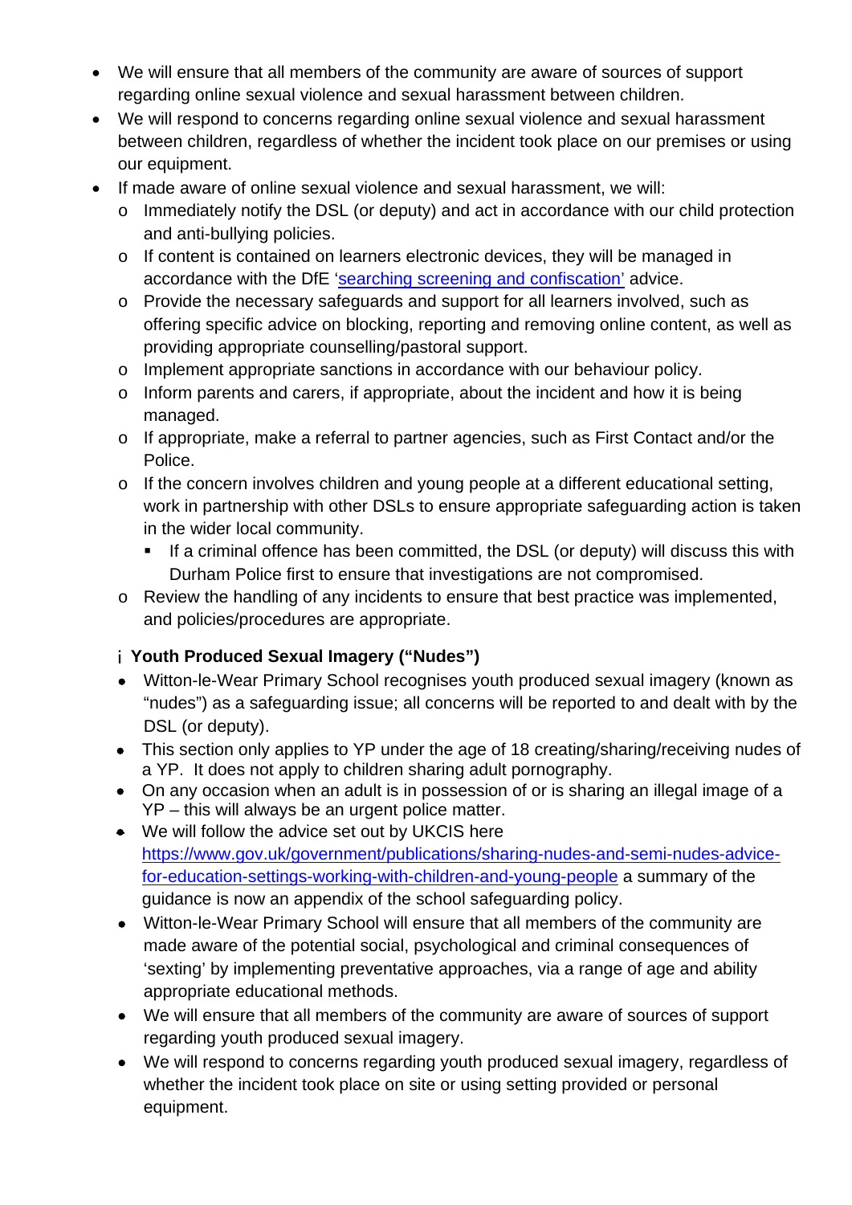- We will ensure that all members of the community are aware of sources of support regarding online sexual violence and sexual harassment between children.
- We will respond to concerns regarding online sexual violence and sexual harassment between children, regardless of whether the incident took place on our premises or using our equipment.
- If made aware of online sexual violence and sexual harassment, we will:
  - Immediately notify the DSL (or deputy) and act in accordance with our child protection and anti-bullying policies.
  - If content is contained on learners electronic devices, they will be managed in accordance with the DfE '[searching screening and confiscation'](https://www.gov.uk/government/publications/searching-screening-and-confiscation) advice.
  - Provide the necessary safeguards and support for all learners involved, such as offering specific advice on blocking, reporting and removing online content, as well as providing appropriate counselling/pastoral support.
  - Implement appropriate sanctions in accordance with our behaviour policy.
  - Inform parents and carers, if appropriate, about the incident and how it is being managed.
  - If appropriate, make a referral to partner agencies, such as First Contact and/or the Police.
  - If the concern involves children and young people at a different educational setting, work in partnership with other DSLs to ensure appropriate safeguarding action is taken in the wider local community.
    - If a criminal offence has been committed, the DSL (or deputy) will discuss this with Durham Police first to ensure that investigations are not compromised.
  - Review the handling of any incidents to ensure that best practice was implemented, and policies/procedures are appropriate.

**Youth Produced Sexual Imagery ("Nudes")**

- Witton-le-Wear Primary School recognises youth produced sexual imagery (known as "nudes") as a safeguarding issue; all concerns will be reported to and dealt with by the DSL (or deputy).
- This section only applies to YP under the age of 18 creating/sharing/receiving nudes of a YP. It does not apply to children sharing adult pornography.
- On any occasion when an adult is in possession of or is sharing an illegal image of a YP – this will always be an urgent police matter.
- We will follow the advice set out by UKCIS here https://www.gov.uk/government/publications/sharing-nudes-and-semi-nudes-advice-for-education-settings-working-with-children-and-young-people a summary of the guidance is now an appendix of the school safeguarding policy.
- Witton-le-Wear Primary School will ensure that all members of the community are made aware of the potential social, psychological and criminal consequences of 'sexting' by implementing preventative approaches, via a range of age and ability appropriate educational methods.
- We will ensure that all members of the community are aware of sources of support regarding youth produced sexual imagery.
- We will respond to concerns regarding youth produced sexual imagery, regardless of whether the incident took place on site or using setting provided or personal equipment.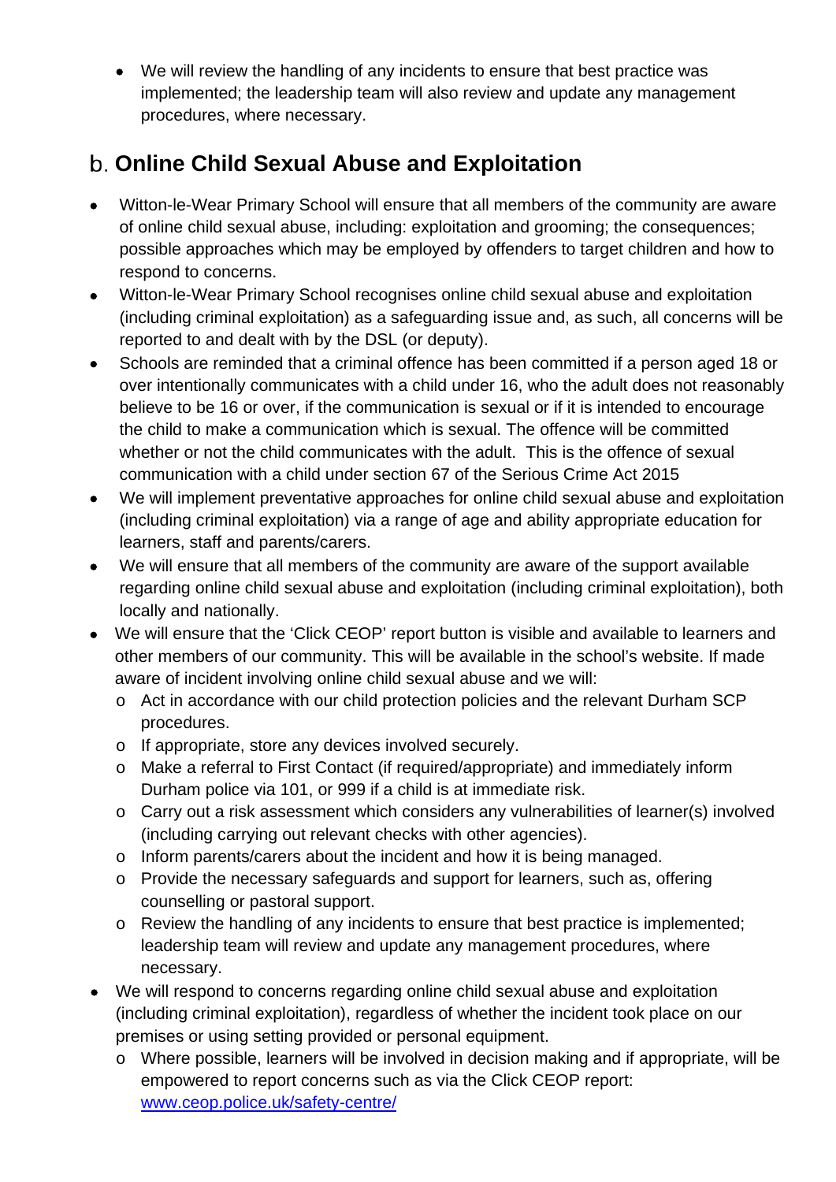- We will review the handling of any incidents to ensure that best practice was implemented; the leadership team will also review and update any management procedures, where necessary.

## b. Online Child Sexual Abuse and Exploitation

- Witton-le-Wear Primary School will ensure that all members of the community are aware of online child sexual abuse, including: exploitation and grooming; the consequences; possible approaches which may be employed by offenders to target children and how to respond to concerns.
- Witton-le-Wear Primary School recognises online child sexual abuse and exploitation (including criminal exploitation) as a safeguarding issue and, as such, all concerns will be reported to and dealt with by the DSL (or deputy).
- Schools are reminded that a criminal offence has been committed if a person aged 18 or over intentionally communicates with a child under 16, who the adult does not reasonably believe to be 16 or over, if the communication is sexual or if it is intended to encourage the child to make a communication which is sexual. The offence will be committed whether or not the child communicates with the adult. This is the offence of sexual communication with a child under section 67 of the Serious Crime Act 2015
- We will implement preventative approaches for online child sexual abuse and exploitation (including criminal exploitation) via a range of age and ability appropriate education for learners, staff and parents/carers.
- We will ensure that all members of the community are aware of the support available regarding online child sexual abuse and exploitation (including criminal exploitation), both locally and nationally.
- We will ensure that the 'Click CEOP' report button is visible and available to learners and other members of our community. This will be available in the school's website. If made aware of incident involving online child sexual abuse and we will:
  - Act in accordance with our child protection policies and the relevant Durham SCP procedures.
  - If appropriate, store any devices involved securely.
  - Make a referral to First Contact (if required/appropriate) and immediately inform Durham police via 101, or 999 if a child is at immediate risk.
  - Carry out a risk assessment which considers any vulnerabilities of learner(s) involved (including carrying out relevant checks with other agencies).
  - Inform parents/carers about the incident and how it is being managed.
  - Provide the necessary safeguards and support for learners, such as, offering counselling or pastoral support.
  - Review the handling of any incidents to ensure that best practice is implemented; leadership team will review and update any management procedures, where necessary.
- We will respond to concerns regarding online child sexual abuse and exploitation (including criminal exploitation), regardless of whether the incident took place on our premises or using setting provided or personal equipment.
  - Where possible, learners will be involved in decision making and if appropriate, will be empowered to report concerns such as via the Click CEOP report: [www.ceop.police.uk/safety-centre/](www.ceop.police.uk/safety-centre/)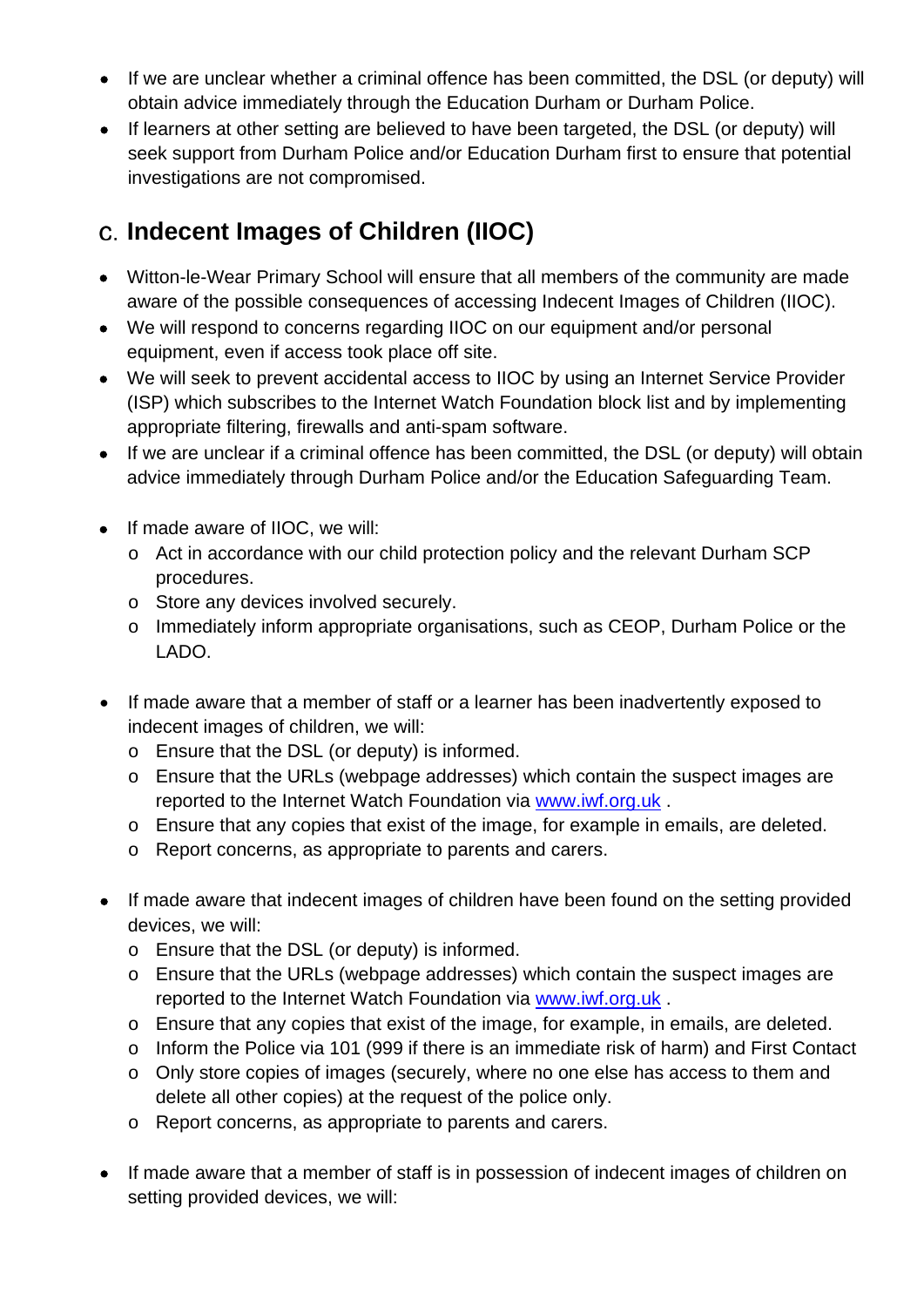- If we are unclear whether a criminal offence has been committed, the DSL (or deputy) will obtain advice immediately through the Education Durham or Durham Police.
- If learners at other setting are believed to have been targeted, the DSL (or deputy) will seek support from Durham Police and/or Education Durham first to ensure that potential investigations are not compromised.

## c. Indecent Images of Children (IIOC)

- Witton-le-Wear Primary School will ensure that all members of the community are made aware of the possible consequences of accessing Indecent Images of Children (IIOC).
- We will respond to concerns regarding IIOC on our equipment and/or personal equipment, even if access took place off site.
- We will seek to prevent accidental access to IIOC by using an Internet Service Provider (ISP) which subscribes to the Internet Watch Foundation block list and by implementing appropriate filtering, firewalls and anti-spam software.
- If we are unclear if a criminal offence has been committed, the DSL (or deputy) will obtain advice immediately through Durham Police and/or the Education Safeguarding Team.

- If made aware of IIOC, we will:
  - Act in accordance with our child protection policy and the relevant Durham SCP procedures.
  - Store any devices involved securely.
  - Immediately inform appropriate organisations, such as CEOP, Durham Police or the LADO.

- If made aware that a member of staff or a learner has been inadvertently exposed to indecent images of children, we will:
  - Ensure that the DSL (or deputy) is informed.
  - Ensure that the URLs (webpage addresses) which contain the suspect images are reported to the Internet Watch Foundation via [www.iwf.org.uk](http://www.iwf.org.uk) .
  - Ensure that any copies that exist of the image, for example in emails, are deleted.
  - Report concerns, as appropriate to parents and carers.

- If made aware that indecent images of children have been found on the setting provided devices, we will:
  - Ensure that the DSL (or deputy) is informed.
  - Ensure that the URLs (webpage addresses) which contain the suspect images are reported to the Internet Watch Foundation via [www.iwf.org.uk](http://www.iwf.org.uk) .
  - Ensure that any copies that exist of the image, for example, in emails, are deleted.
  - Inform the Police via 101 (999 if there is an immediate risk of harm) and First Contact
  - Only store copies of images (securely, where no one else has access to them and delete all other copies) at the request of the police only.
  - Report concerns, as appropriate to parents and carers.

- If made aware that a member of staff is in possession of indecent images of children on setting provided devices, we will: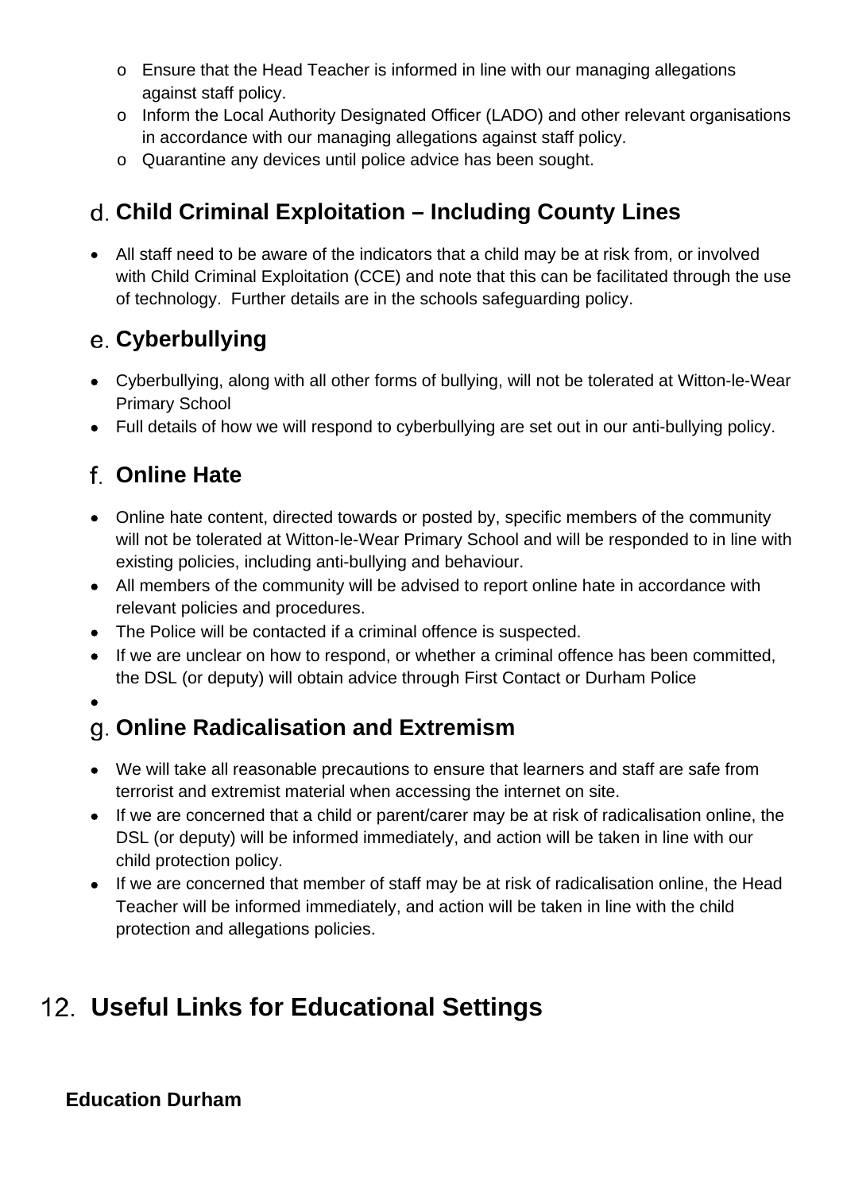- Ensure that the Head Teacher is informed in line with our managing allegations against staff policy.
- Inform the Local Authority Designated Officer (LADO) and other relevant organisations in accordance with our managing allegations against staff policy.
- Quarantine any devices until police advice has been sought.

### d. Child Criminal Exploitation – Including County Lines

- All staff need to be aware of the indicators that a child may be at risk from, or involved with Child Criminal Exploitation (CCE) and note that this can be facilitated through the use of technology. Further details are in the schools safeguarding policy.

### e. Cyberbullying

- Cyberbullying, along with all other forms of bullying, will not be tolerated at Witton-le-Wear Primary School
- Full details of how we will respond to cyberbullying are set out in our anti-bullying policy.

### f. Online Hate

- Online hate content, directed towards or posted by, specific members of the community will not be tolerated at Witton-le-Wear Primary School and will be responded to in line with existing policies, including anti-bullying and behaviour.
- All members of the community will be advised to report online hate in accordance with relevant policies and procedures.
- The Police will be contacted if a criminal offence is suspected.
- If we are unclear on how to respond, or whether a criminal offence has been committed, the DSL (or deputy) will obtain advice through First Contact or Durham Police

### g. Online Radicalisation and Extremism

- We will take all reasonable precautions to ensure that learners and staff are safe from terrorist and extremist material when accessing the internet on site.
- If we are concerned that a child or parent/carer may be at risk of radicalisation online, the DSL (or deputy) will be informed immediately, and action will be taken in line with our child protection policy.
- If we are concerned that member of staff may be at risk of radicalisation online, the Head Teacher will be informed immediately, and action will be taken in line with the child protection and allegations policies.

## 12. Useful Links for Educational Settings

**Education Durham**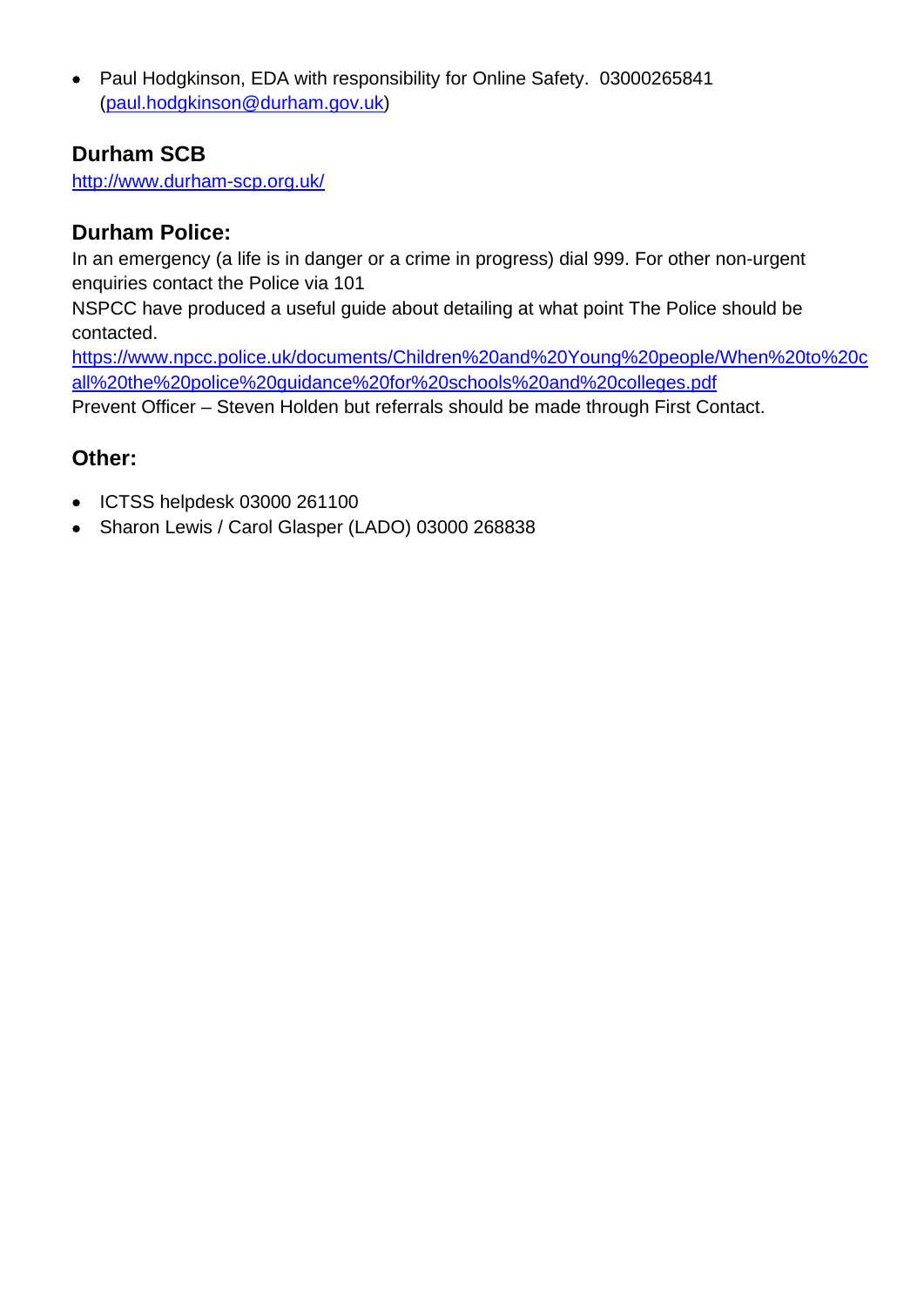- Paul Hodgkinson, EDA with responsibility for Online Safety. 03000265841 (paul.hodgkinson@durham.gov.uk)

### Durham SCB

http://www.durham-scp.org.uk/

### Durham Police:

In an emergency (a life is in danger or a crime in progress) dial 999. For other non-urgent enquiries contact the Police via 101

NSPCC have produced a useful guide about detailing at what point The Police should be contacted.

https://www.npcc.police.uk/documents/Children%20and%20Young%20people/When%20to%20call%20the%20police%20guidance%20for%20schools%20and%20colleges.pdf

Prevent Officer – Steven Holden but referrals should be made through First Contact.

### Other:

- ICTSS helpdesk 03000 261100
- Sharon Lewis / Carol Glasper (LADO) 03000 268838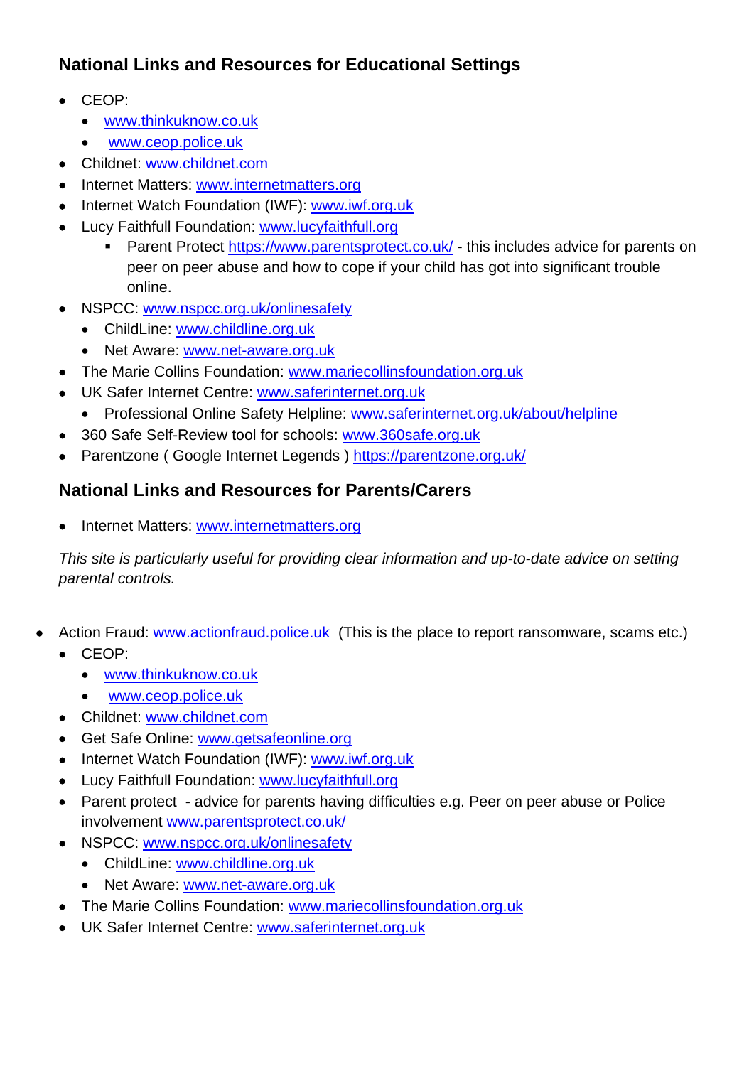## National Links and Resources for Educational Settings

- CEOP:
  - www.thinkuknow.co.uk
  - www.ceop.police.uk
- Childnet: www.childnet.com
- Internet Matters: www.internetmatters.org
- Internet Watch Foundation (IWF): www.iwf.org.uk
- Lucy Faithfull Foundation: www.lucyfaithfull.org
  - Parent Protect https://www.parentsprotect.co.uk/ - this includes advice for parents on peer on peer abuse and how to cope if your child has got into significant trouble online.
- NSPCC: www.nspcc.org.uk/onlinesafety
  - ChildLine: www.childline.org.uk
  - Net Aware: www.net-aware.org.uk
- The Marie Collins Foundation: www.mariecollinsfoundation.org.uk
- UK Safer Internet Centre: www.saferinternet.org.uk
  - Professional Online Safety Helpline: www.saferinternet.org.uk/about/helpline
- 360 Safe Self-Review tool for schools: www.360safe.org.uk
- Parentzone ( Google Internet Legends ) https://parentzone.org.uk/

## National Links and Resources for Parents/Carers

- Internet Matters: www.internetmatters.org

*This site is particularly useful for providing clear information and up-to-date advice on setting parental controls.*

- Action Fraud: www.actionfraud.police.uk (This is the place to report ransomware, scams etc.)
- CEOP:
  - www.thinkuknow.co.uk
  - www.ceop.police.uk
- Childnet: www.childnet.com
- Get Safe Online: www.getsafeonline.org
- Internet Watch Foundation (IWF): www.iwf.org.uk
- Lucy Faithfull Foundation: www.lucyfaithfull.org
- Parent protect - advice for parents having difficulties e.g. Peer on peer abuse or Police involvement www.parentsprotect.co.uk/
- NSPCC: www.nspcc.org.uk/onlinesafety
  - ChildLine: www.childline.org.uk
  - Net Aware: www.net-aware.org.uk
- The Marie Collins Foundation: www.mariecollinsfoundation.org.uk
- UK Safer Internet Centre: www.saferinternet.org.uk